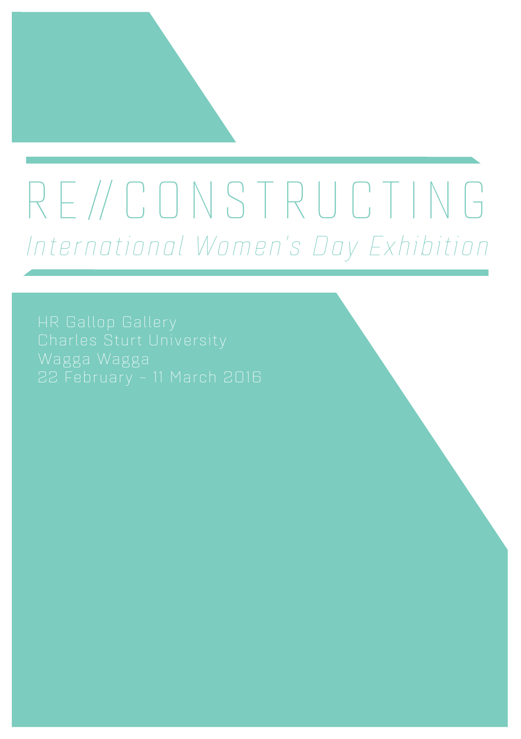# RE//CONSTRUCTING

*International Women's Day Exhibition*

HR Gallop Gallery
Charles Sturt University
Wagga Wagga
22 February – 11 March 2016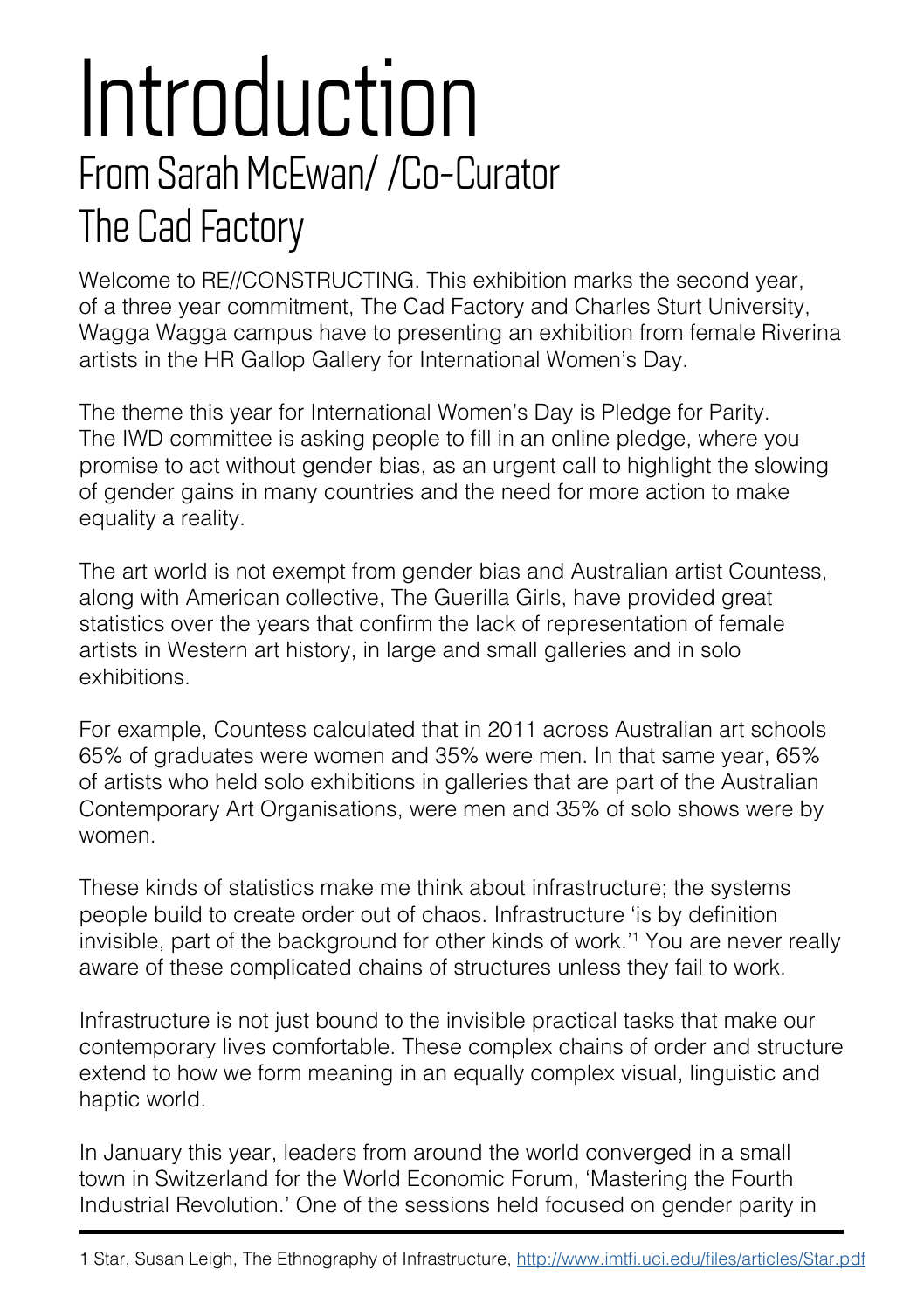# Introduction

## From Sarah McEwan/ /Co-Curator
## The Cad Factory

Welcome to RE//CONSTRUCTING. This exhibition marks the second year, of a three year commitment, The Cad Factory and Charles Sturt University, Wagga Wagga campus have to presenting an exhibition from female Riverina artists in the HR Gallop Gallery for International Women's Day.

The theme this year for International Women's Day is Pledge for Parity. The IWD committee is asking people to fill in an online pledge, where you promise to act without gender bias, as an urgent call to highlight the slowing of gender gains in many countries and the need for more action to make equality a reality.

The art world is not exempt from gender bias and Australian artist Countess, along with American collective, The Guerilla Girls, have provided great statistics over the years that confirm the lack of representation of female artists in Western art history, in large and small galleries and in solo exhibitions.

For example, Countess calculated that in 2011 across Australian art schools 65% of graduates were women and 35% were men. In that same year, 65% of artists who held solo exhibitions in galleries that are part of the Australian Contemporary Art Organisations, were men and 35% of solo shows were by women.

These kinds of statistics make me think about infrastructure; the systems people build to create order out of chaos. Infrastructure 'is by definition invisible, part of the background for other kinds of work.'[1] You are never really aware of these complicated chains of structures unless they fail to work.

Infrastructure is not just bound to the invisible practical tasks that make our contemporary lives comfortable. These complex chains of order and structure extend to how we form meaning in an equally complex visual, linguistic and haptic world.

In January this year, leaders from around the world converged in a small town in Switzerland for the World Economic Forum, 'Mastering the Fourth Industrial Revolution.' One of the sessions held focused on gender parity in

---

1 Star, Susan Leigh, The Ethnography of Infrastructure, http://www.imtfi.uci.edu/files/articles/Star.pdf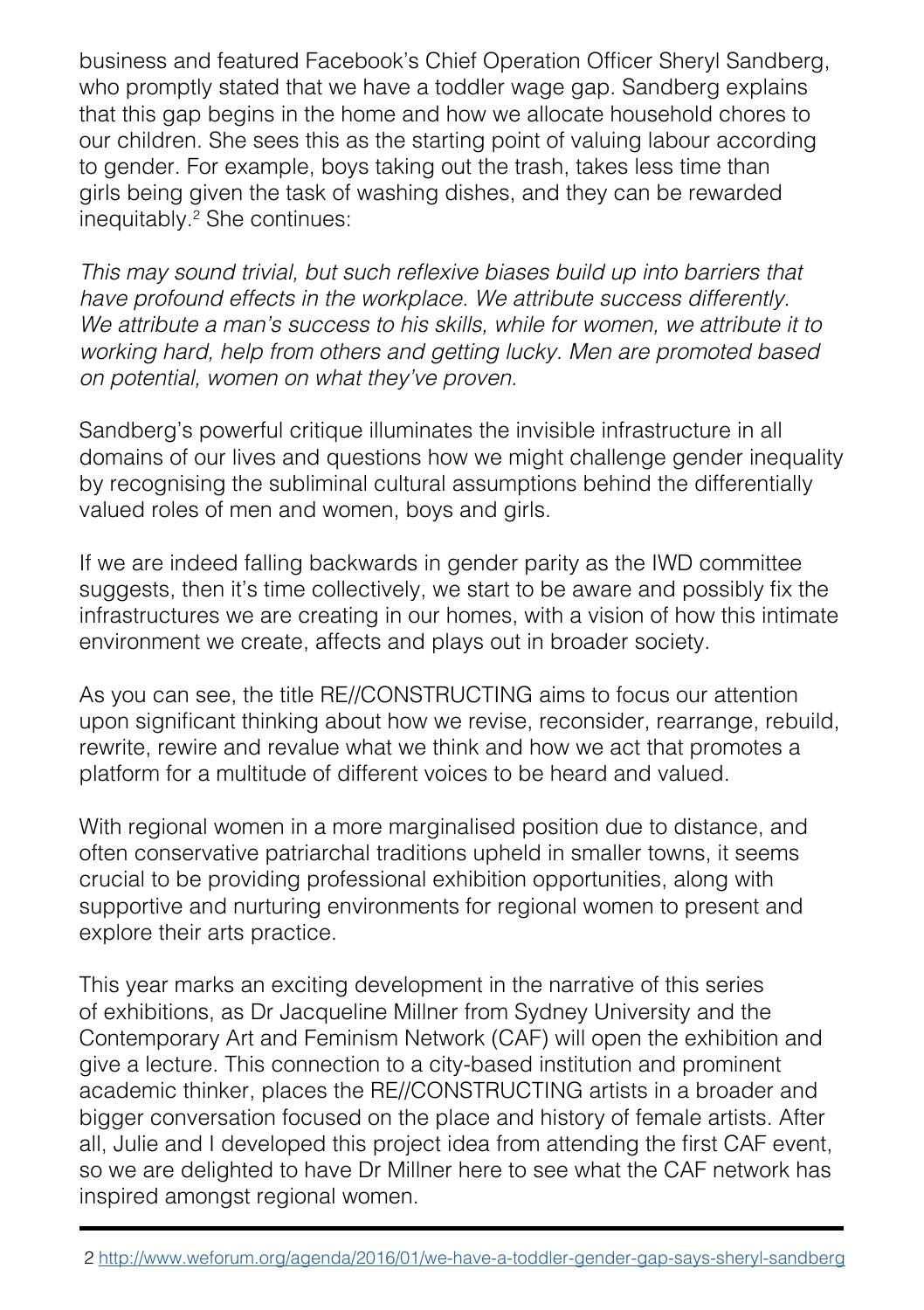business and featured Facebook's Chief Operation Officer Sheryl Sandberg, who promptly stated that we have a toddler wage gap. Sandberg explains that this gap begins in the home and how we allocate household chores to our children. She sees this as the starting point of valuing labour according to gender. For example, boys taking out the trash, takes less time than girls being given the task of washing dishes, and they can be rewarded inequitably.[2] She continues:

*This may sound trivial, but such reflexive biases build up into barriers that have profound effects in the workplace. We attribute success differently. We attribute a man's success to his skills, while for women, we attribute it to working hard, help from others and getting lucky. Men are promoted based on potential, women on what they've proven.*

Sandberg's powerful critique illuminates the invisible infrastructure in all domains of our lives and questions how we might challenge gender inequality by recognising the subliminal cultural assumptions behind the differentially valued roles of men and women, boys and girls.

If we are indeed falling backwards in gender parity as the IWD committee suggests, then it's time collectively, we start to be aware and possibly fix the infrastructures we are creating in our homes, with a vision of how this intimate environment we create, affects and plays out in broader society.

As you can see, the title RE//CONSTRUCTING aims to focus our attention upon significant thinking about how we revise, reconsider, rearrange, rebuild, rewrite, rewire and revalue what we think and how we act that promotes a platform for a multitude of different voices to be heard and valued.

With regional women in a more marginalised position due to distance, and often conservative patriarchal traditions upheld in smaller towns, it seems crucial to be providing professional exhibition opportunities, along with supportive and nurturing environments for regional women to present and explore their arts practice.

This year marks an exciting development in the narrative of this series of exhibitions, as Dr Jacqueline Millner from Sydney University and the Contemporary Art and Feminism Network (CAF) will open the exhibition and give a lecture. This connection to a city-based institution and prominent academic thinker, places the RE//CONSTRUCTING artists in a broader and bigger conversation focused on the place and history of female artists. After all, Julie and I developed this project idea from attending the first CAF event, so we are delighted to have Dr Millner here to see what the CAF network has inspired amongst regional women.

---

2 http://www.weforum.org/agenda/2016/01/we-have-a-toddler-gender-gap-says-sheryl-sandberg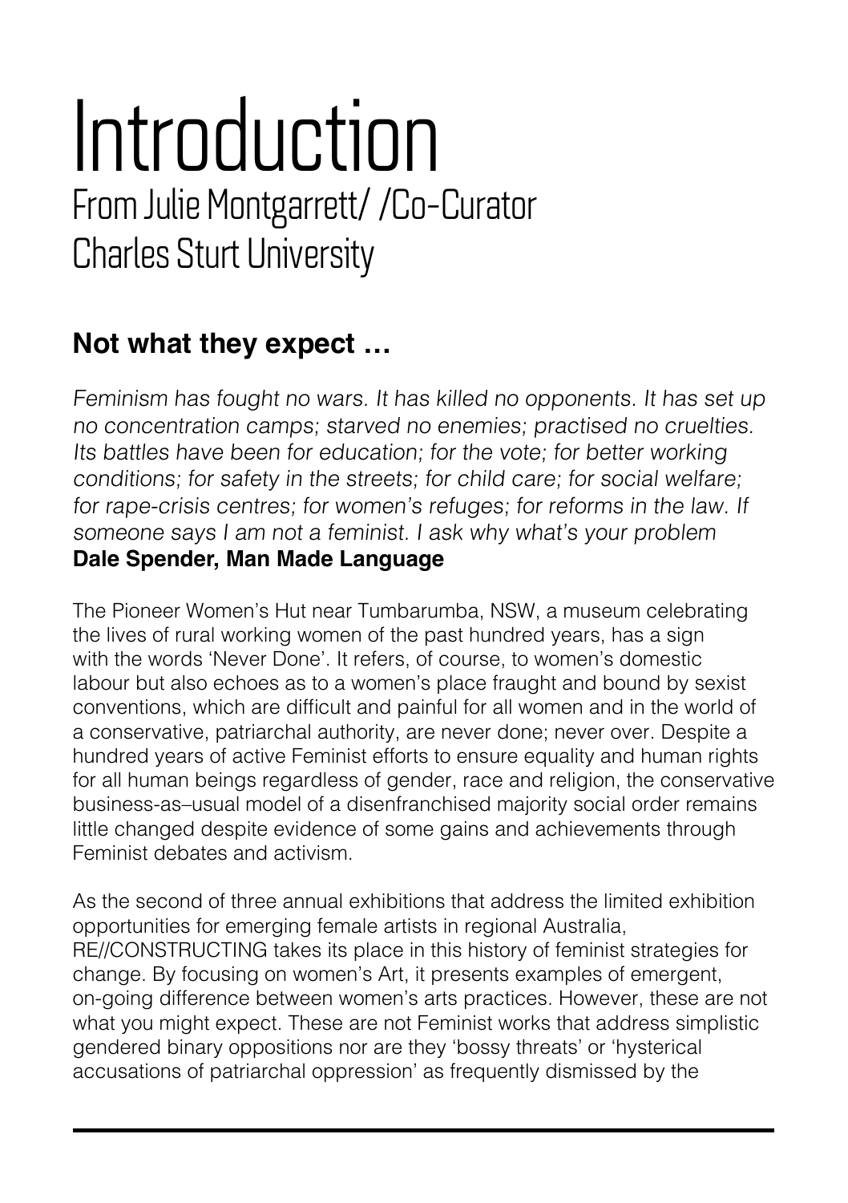# Introduction

## From Julie Montgarrett/ /Co-Curator Charles Sturt University

### Not what they expect …

*Feminism has fought no wars. It has killed no opponents. It has set up no concentration camps; starved no enemies; practised no cruelties. Its battles have been for education; for the vote; for better working conditions; for safety in the streets; for child care; for social welfare; for rape-crisis centres; for women's refuges; for reforms in the law. If someone says I am not a feminist. I ask why what's your problem*
**Dale Spender, Man Made Language**

The Pioneer Women's Hut near Tumbarumba, NSW, a museum celebrating the lives of rural working women of the past hundred years, has a sign with the words 'Never Done'. It refers, of course, to women's domestic labour but also echoes as to a women's place fraught and bound by sexist conventions, which are difficult and painful for all women and in the world of a conservative, patriarchal authority, are never done; never over. Despite a hundred years of active Feminist efforts to ensure equality and human rights for all human beings regardless of gender, race and religion, the conservative business-as–usual model of a disenfranchised majority social order remains little changed despite evidence of some gains and achievements through Feminist debates and activism.

As the second of three annual exhibitions that address the limited exhibition opportunities for emerging female artists in regional Australia, RE//CONSTRUCTING takes its place in this history of feminist strategies for change. By focusing on women's Art, it presents examples of emergent, on-going difference between women's arts practices. However, these are not what you might expect. These are not Feminist works that address simplistic gendered binary oppositions nor are they 'bossy threats' or 'hysterical accusations of patriarchal oppression' as frequently dismissed by the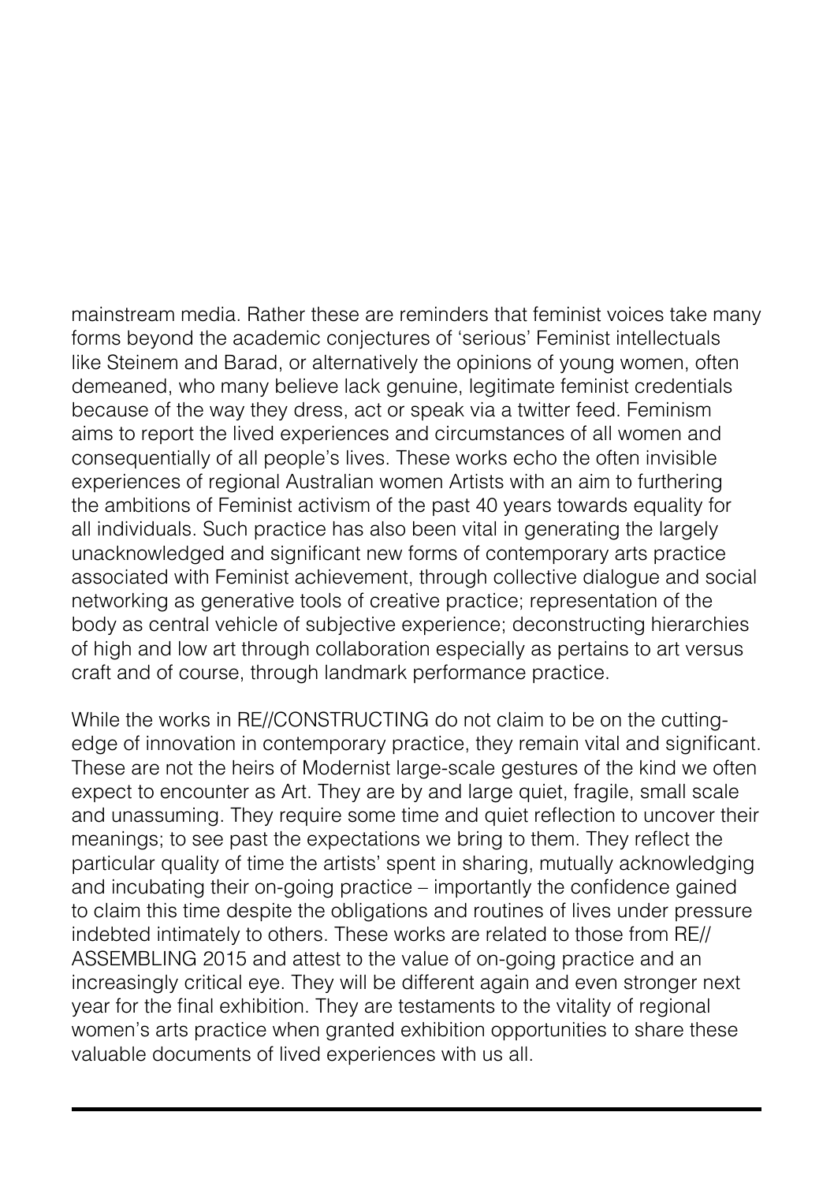mainstream media. Rather these are reminders that feminist voices take many forms beyond the academic conjectures of 'serious' Feminist intellectuals like Steinem and Barad, or alternatively the opinions of young women, often demeaned, who many believe lack genuine, legitimate feminist credentials because of the way they dress, act or speak via a twitter feed. Feminism aims to report the lived experiences and circumstances of all women and consequentially of all people's lives. These works echo the often invisible experiences of regional Australian women Artists with an aim to furthering the ambitions of Feminist activism of the past 40 years towards equality for all individuals. Such practice has also been vital in generating the largely unacknowledged and significant new forms of contemporary arts practice associated with Feminist achievement, through collective dialogue and social networking as generative tools of creative practice; representation of the body as central vehicle of subjective experience; deconstructing hierarchies of high and low art through collaboration especially as pertains to art versus craft and of course, through landmark performance practice.

While the works in RE//CONSTRUCTING do not claim to be on the cutting-edge of innovation in contemporary practice, they remain vital and significant. These are not the heirs of Modernist large-scale gestures of the kind we often expect to encounter as Art. They are by and large quiet, fragile, small scale and unassuming. They require some time and quiet reflection to uncover their meanings; to see past the expectations we bring to them. They reflect the particular quality of time the artists' spent in sharing, mutually acknowledging and incubating their on-going practice – importantly the confidence gained to claim this time despite the obligations and routines of lives under pressure indebted intimately to others. These works are related to those from RE//ASSEMBLING 2015 and attest to the value of on-going practice and an increasingly critical eye. They will be different again and even stronger next year for the final exhibition. They are testaments to the vitality of regional women's arts practice when granted exhibition opportunities to share these valuable documents of lived experiences with us all.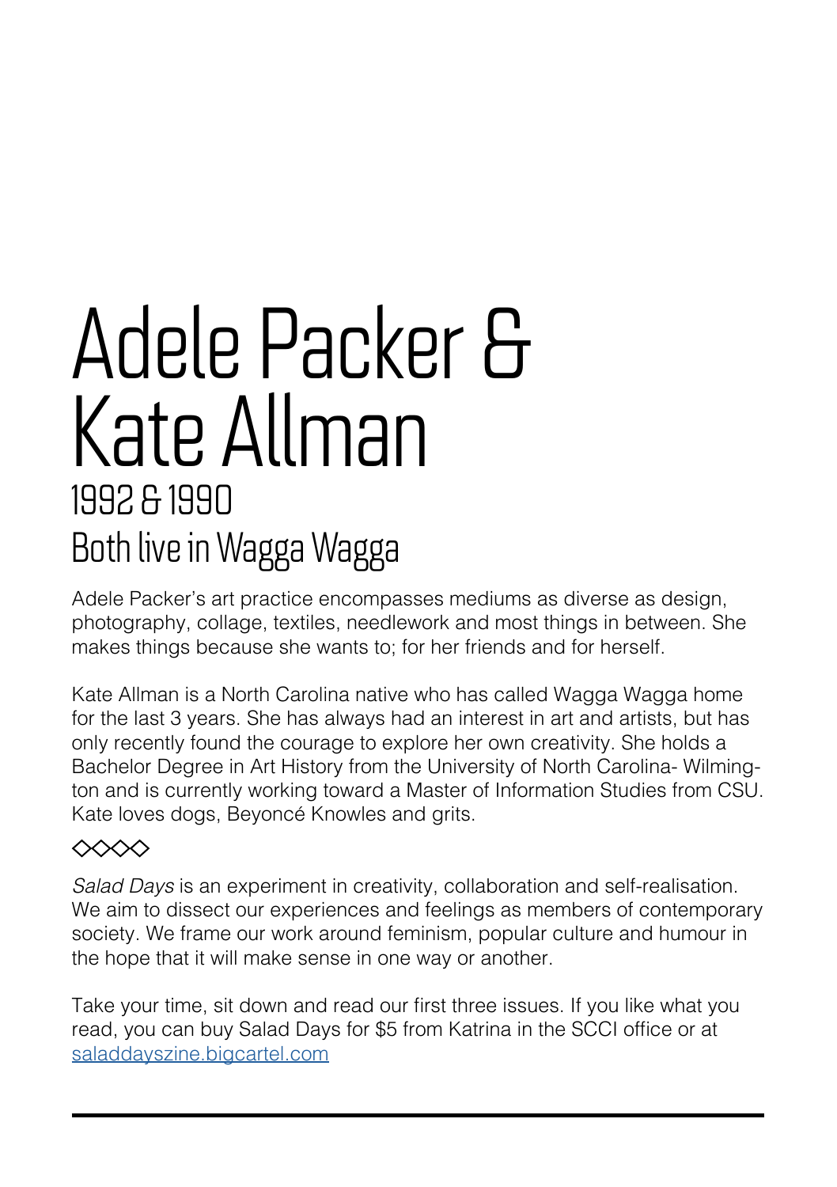# Adele Packer & Kate Allman

## 1992 & 1990

## Both live in Wagga Wagga

Adele Packer's art practice encompasses mediums as diverse as design, photography, collage, textiles, needlework and most things in between. She makes things because she wants to; for her friends and for herself.

Kate Allman is a North Carolina native who has called Wagga Wagga home for the last 3 years. She has always had an interest in art and artists, but has only recently found the courage to explore her own creativity. She holds a Bachelor Degree in Art History from the University of North Carolina- Wilmington and is currently working toward a Master of Information Studies from CSU. Kate loves dogs, Beyoncé Knowles and grits.

◇◇◇◇

*Salad Days* is an experiment in creativity, collaboration and self-realisation. We aim to dissect our experiences and feelings as members of contemporary society. We frame our work around feminism, popular culture and humour in the hope that it will make sense in one way or another.

Take your time, sit down and read our first three issues. If you like what you read, you can buy Salad Days for $5 from Katrina in the SCCI office or at saladdayszine.bigcartel.com

---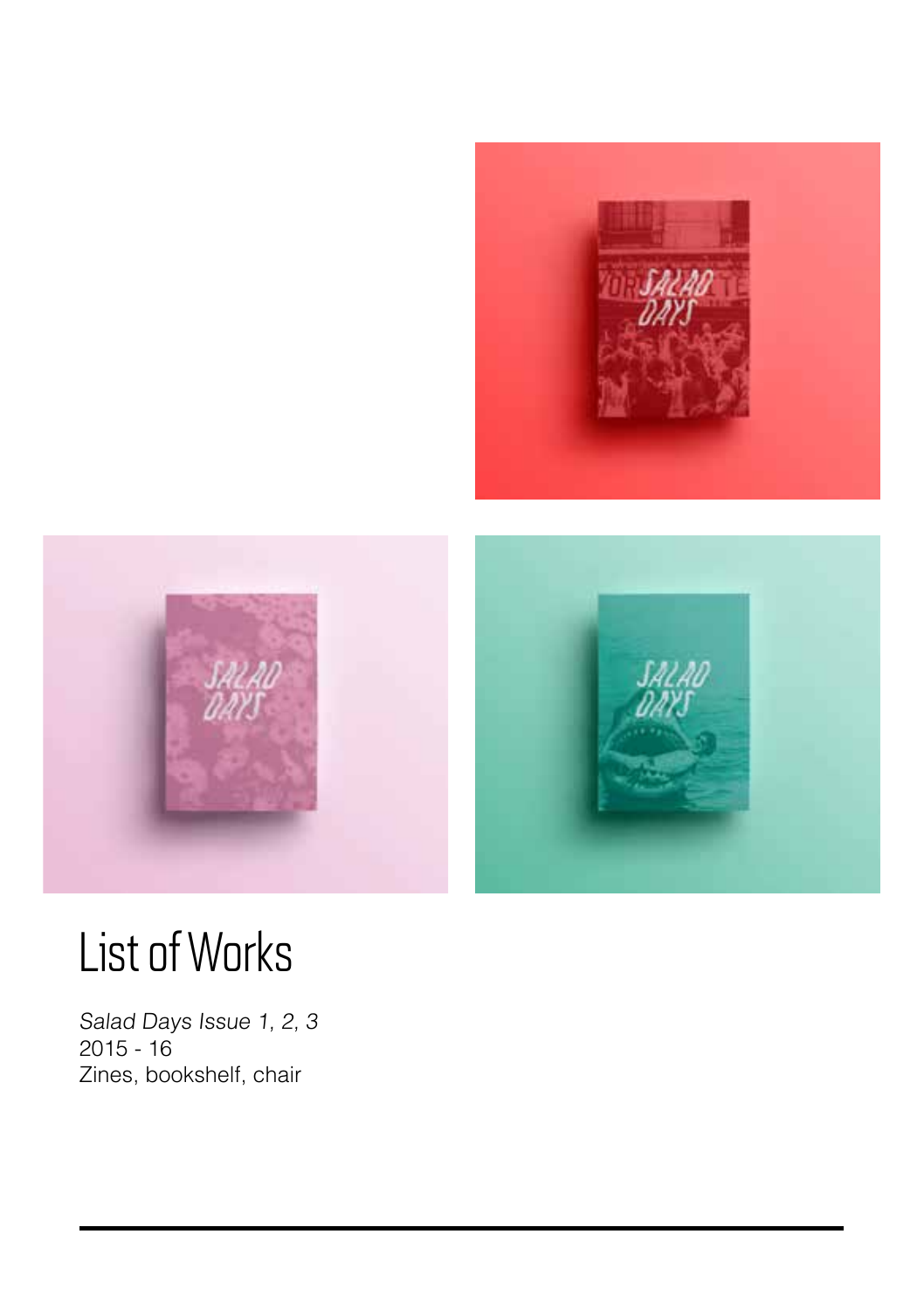# List of Works

*Salad Days Issue 1, 2, 3*
2015 - 16
Zines, bookshelf, chair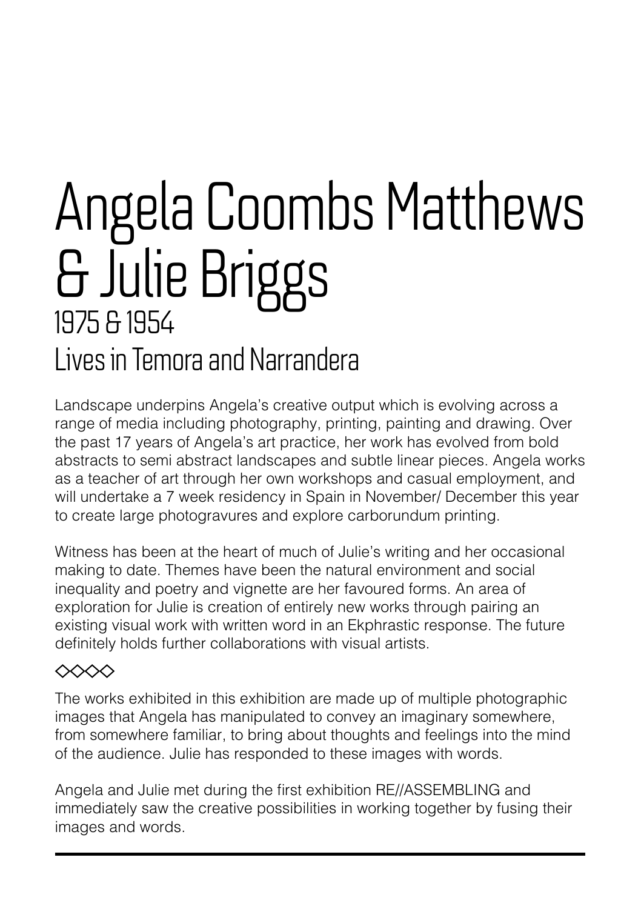# Angela Coombs Matthews & Julie Briggs

## 1975 & 1954

## Lives in Temora and Narrandera

Landscape underpins Angela's creative output which is evolving across a range of media including photography, printing, painting and drawing. Over the past 17 years of Angela's art practice, her work has evolved from bold abstracts to semi abstract landscapes and subtle linear pieces. Angela works as a teacher of art through her own workshops and casual employment, and will undertake a 7 week residency in Spain in November/ December this year to create large photogravures and explore carborundum printing.

Witness has been at the heart of much of Julie's writing and her occasional making to date. Themes have been the natural environment and social inequality and poetry and vignette are her favoured forms. An area of exploration for Julie is creation of entirely new works through pairing an existing visual work with written word in an Ekphrastic response. The future definitely holds further collaborations with visual artists.

◇◇◇◇

The works exhibited in this exhibition are made up of multiple photographic images that Angela has manipulated to convey an imaginary somewhere, from somewhere familiar, to bring about thoughts and feelings into the mind of the audience. Julie has responded to these images with words.

Angela and Julie met during the first exhibition RE//ASSEMBLING and immediately saw the creative possibilities in working together by fusing their images and words.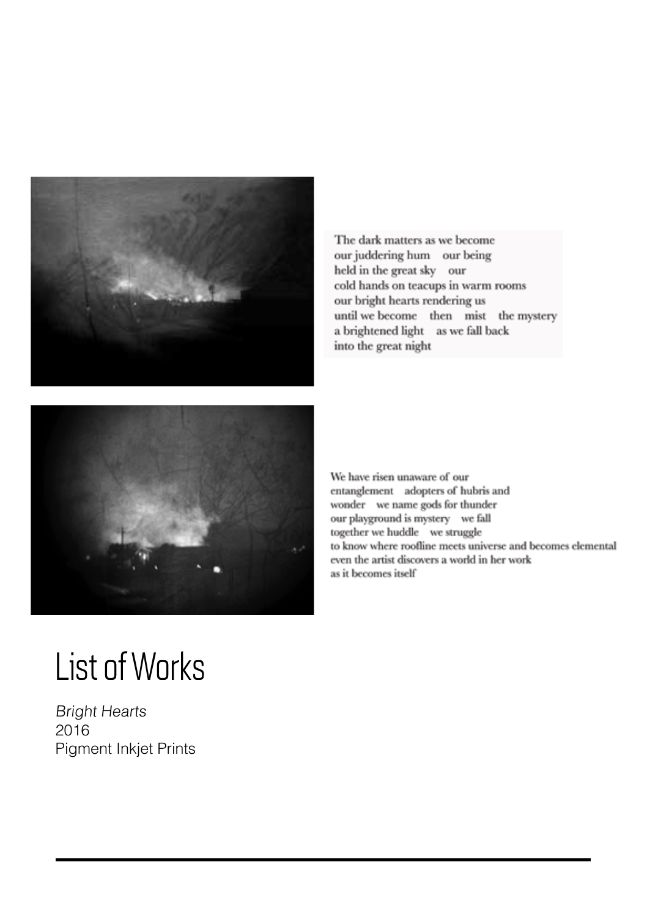The dark matters as we become
our juddering hum    our being
held in the great sky    our
cold hands on teacups in warm rooms
our bright hearts rendering us
until we become    then    mist    the mystery
a brightened light    as we fall back
into the great night

We have risen unaware of our
entanglement    adopters of hubris and
wonder    we name gods for thunder
our playground is mystery    we fall
together we huddle    we struggle
to know where roofline meets universe and becomes elemental
even the artist discovers a world in her work
as it becomes itself

# List of Works

*Bright Hearts*
2016
Pigment Inkjet Prints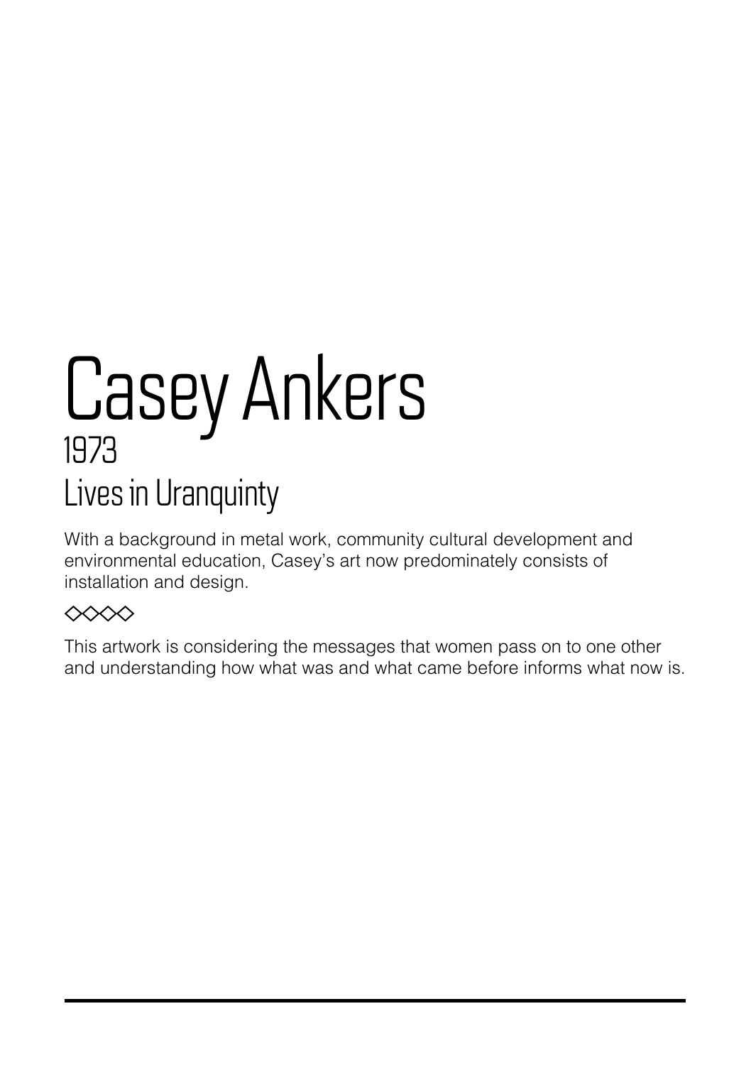# Casey Ankers

1973

Lives in Uranquinty

With a background in metal work, community cultural development and environmental education, Casey's art now predominately consists of installation and design.

◇◇◇◇

This artwork is considering the messages that women pass on to one other and understanding how what was and what came before informs what now is.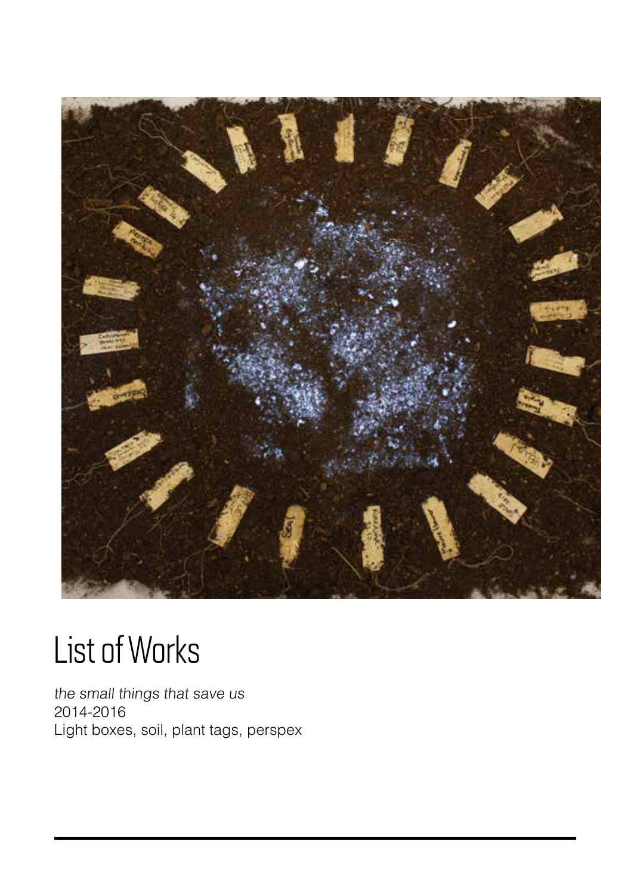# List of Works

*the small things that save us*
2014-2016
Light boxes, soil, plant tags, perspex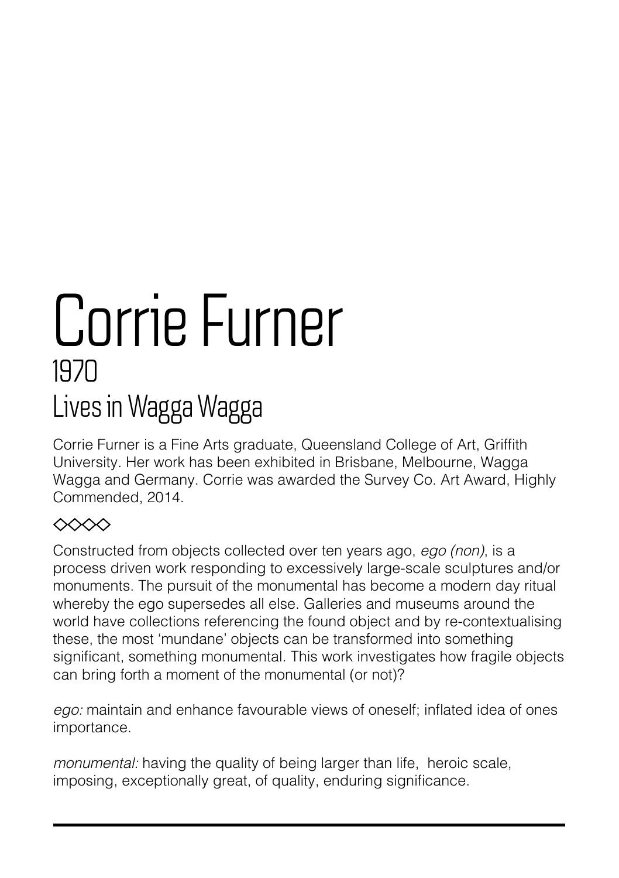# Corrie Furner

## 1970

## Lives in Wagga Wagga

Corrie Furner is a Fine Arts graduate, Queensland College of Art, Griffith University. Her work has been exhibited in Brisbane, Melbourne, Wagga Wagga and Germany. Corrie was awarded the Survey Co. Art Award, Highly Commended, 2014.

◇◇◇◇

Constructed from objects collected over ten years ago, *ego (non)*, is a process driven work responding to excessively large-scale sculptures and/or monuments. The pursuit of the monumental has become a modern day ritual whereby the ego supersedes all else. Galleries and museums around the world have collections referencing the found object and by re-contextualising these, the most 'mundane' objects can be transformed into something significant, something monumental. This work investigates how fragile objects can bring forth a moment of the monumental (or not)?

*ego:* maintain and enhance favourable views of oneself; inflated idea of ones importance.

*monumental:* having the quality of being larger than life, heroic scale, imposing, exceptionally great, of quality, enduring significance.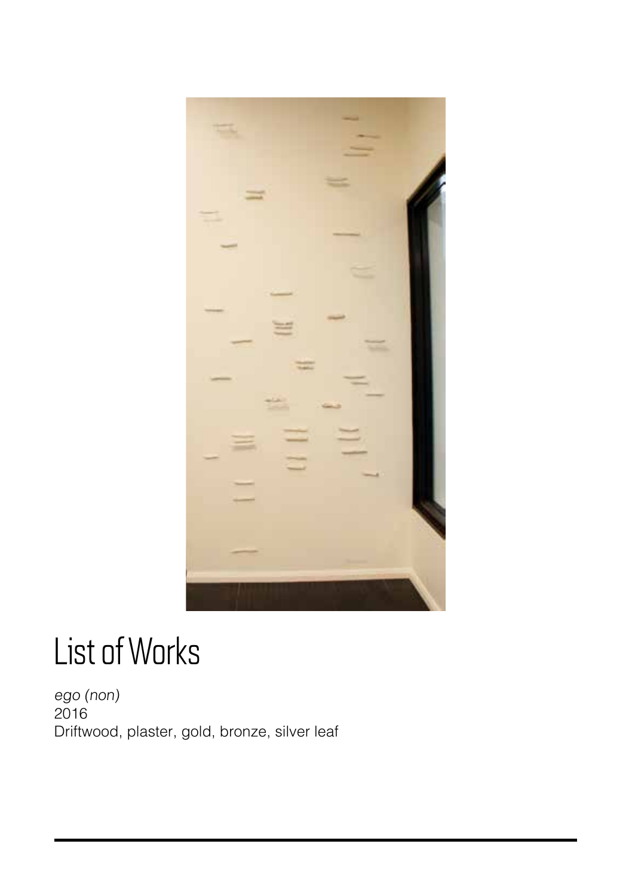# List of Works

*ego (non)*
2016
Driftwood, plaster, gold, bronze, silver leaf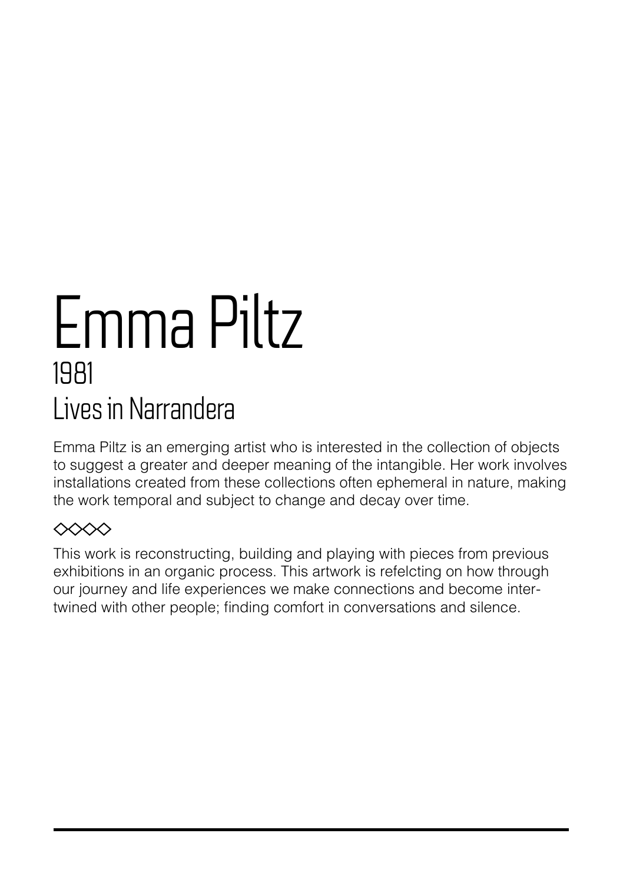# Emma Piltz

## 1981

## Lives in Narrandera

Emma Piltz is an emerging artist who is interested in the collection of objects to suggest a greater and deeper meaning of the intangible. Her work involves installations created from these collections often ephemeral in nature, making the work temporal and subject to change and decay over time.

◇◇◇◇

This work is reconstructing, building and playing with pieces from previous exhibitions in an organic process. This artwork is refelcting on how through our journey and life experiences we make connections and become inter-twined with other people; finding comfort in conversations and silence.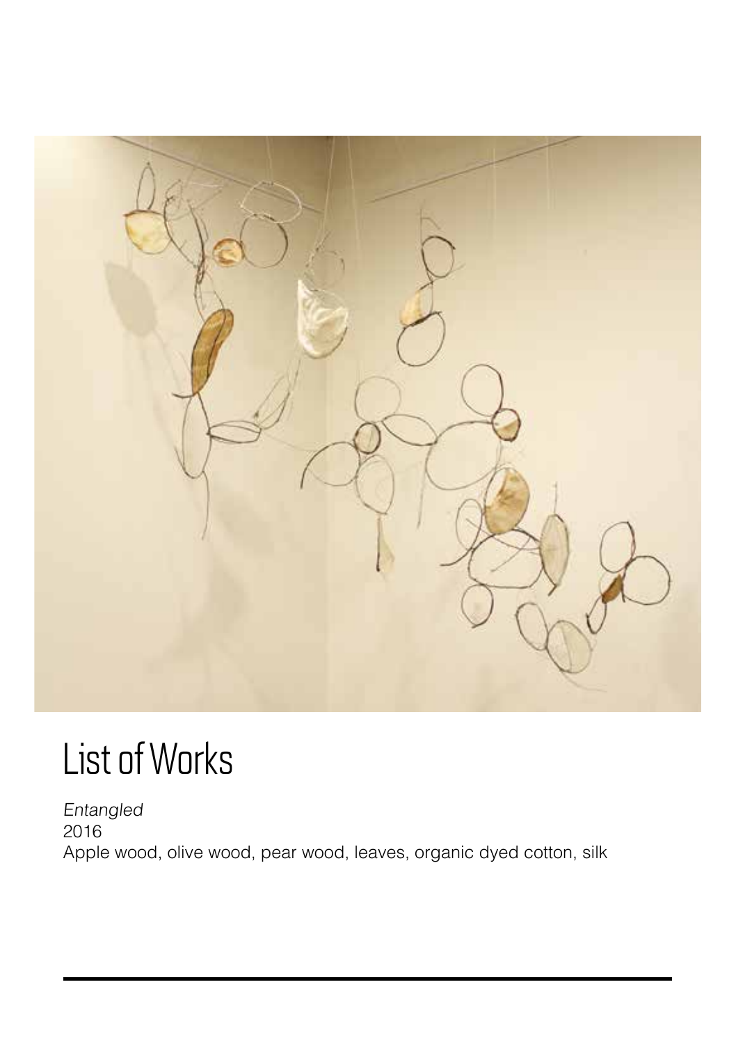# List of Works

*Entangled*
2016
Apple wood, olive wood, pear wood, leaves, organic dyed cotton, silk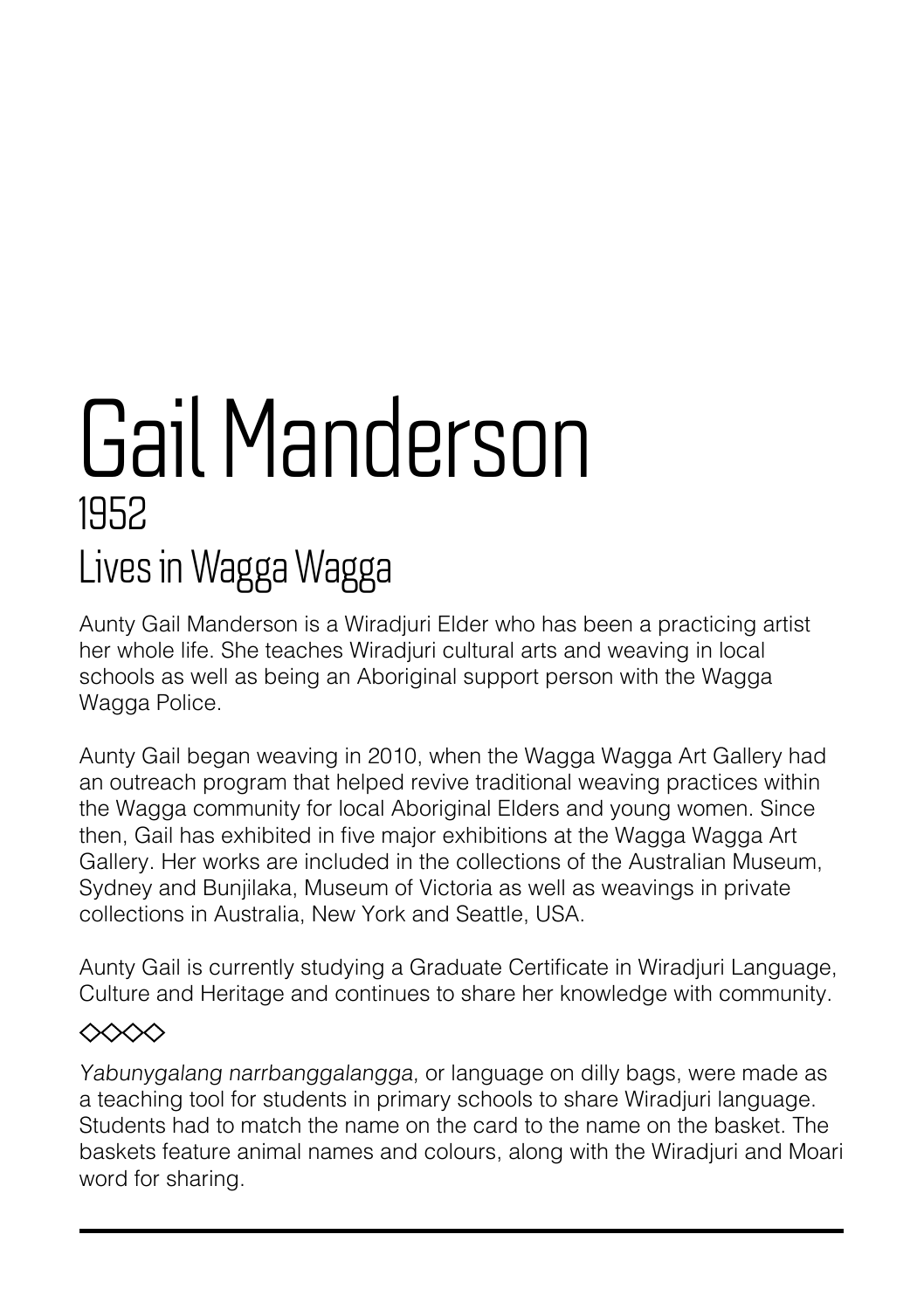# Gail Manderson

## 1952

## Lives in Wagga Wagga

Aunty Gail Manderson is a Wiradjuri Elder who has been a practicing artist her whole life. She teaches Wiradjuri cultural arts and weaving in local schools as well as being an Aboriginal support person with the Wagga Wagga Police.

Aunty Gail began weaving in 2010, when the Wagga Wagga Art Gallery had an outreach program that helped revive traditional weaving practices within the Wagga community for local Aboriginal Elders and young women. Since then, Gail has exhibited in five major exhibitions at the Wagga Wagga Art Gallery. Her works are included in the collections of the Australian Museum, Sydney and Bunjilaka, Museum of Victoria as well as weavings in private collections in Australia, New York and Seattle, USA.

Aunty Gail is currently studying a Graduate Certificate in Wiradjuri Language, Culture and Heritage and continues to share her knowledge with community.

◇◇◇◇

*Yabunygalang narrbanggalangga,* or language on dilly bags, were made as a teaching tool for students in primary schools to share Wiradjuri language. Students had to match the name on the card to the name on the basket. The baskets feature animal names and colours, along with the Wiradjuri and Moari word for sharing.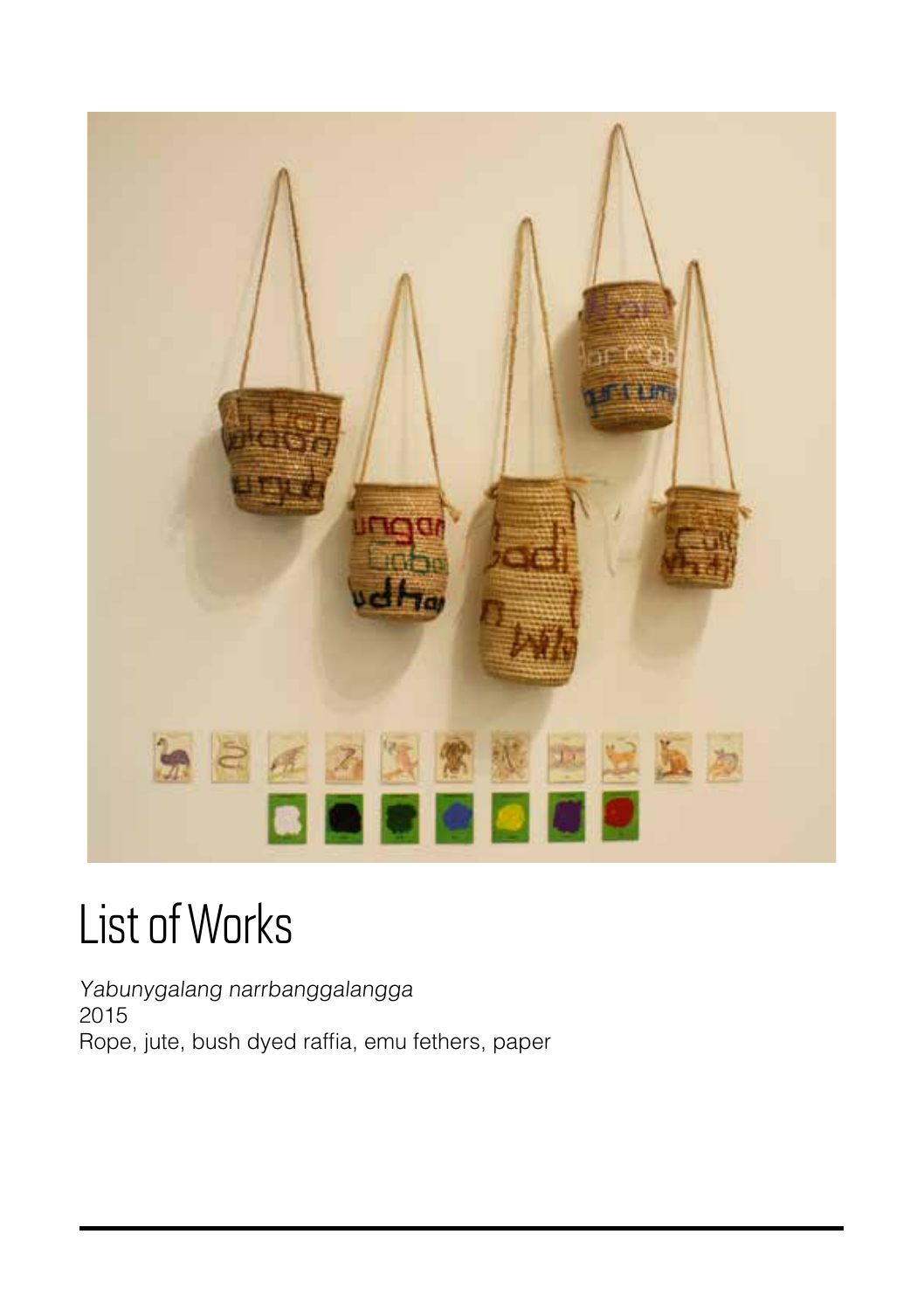# List of Works

*Yabunygalang narrbanggalangga*
2015
Rope, jute, bush dyed raffia, emu fethers, paper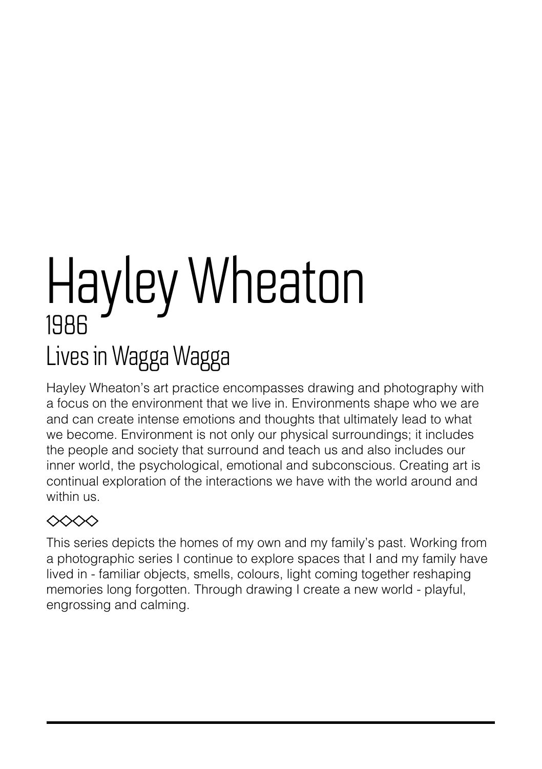# Hayley Wheaton

1986

## Lives in Wagga Wagga

Hayley Wheaton's art practice encompasses drawing and photography with a focus on the environment that we live in. Environments shape who we are and can create intense emotions and thoughts that ultimately lead to what we become. Environment is not only our physical surroundings; it includes the people and society that surround and teach us and also includes our inner world, the psychological, emotional and subconscious. Creating art is continual exploration of the interactions we have with the world around and within us.

◇◇◇◇

This series depicts the homes of my own and my family's past. Working from a photographic series I continue to explore spaces that I and my family have lived in - familiar objects, smells, colours, light coming together reshaping memories long forgotten. Through drawing I create a new world - playful, engrossing and calming.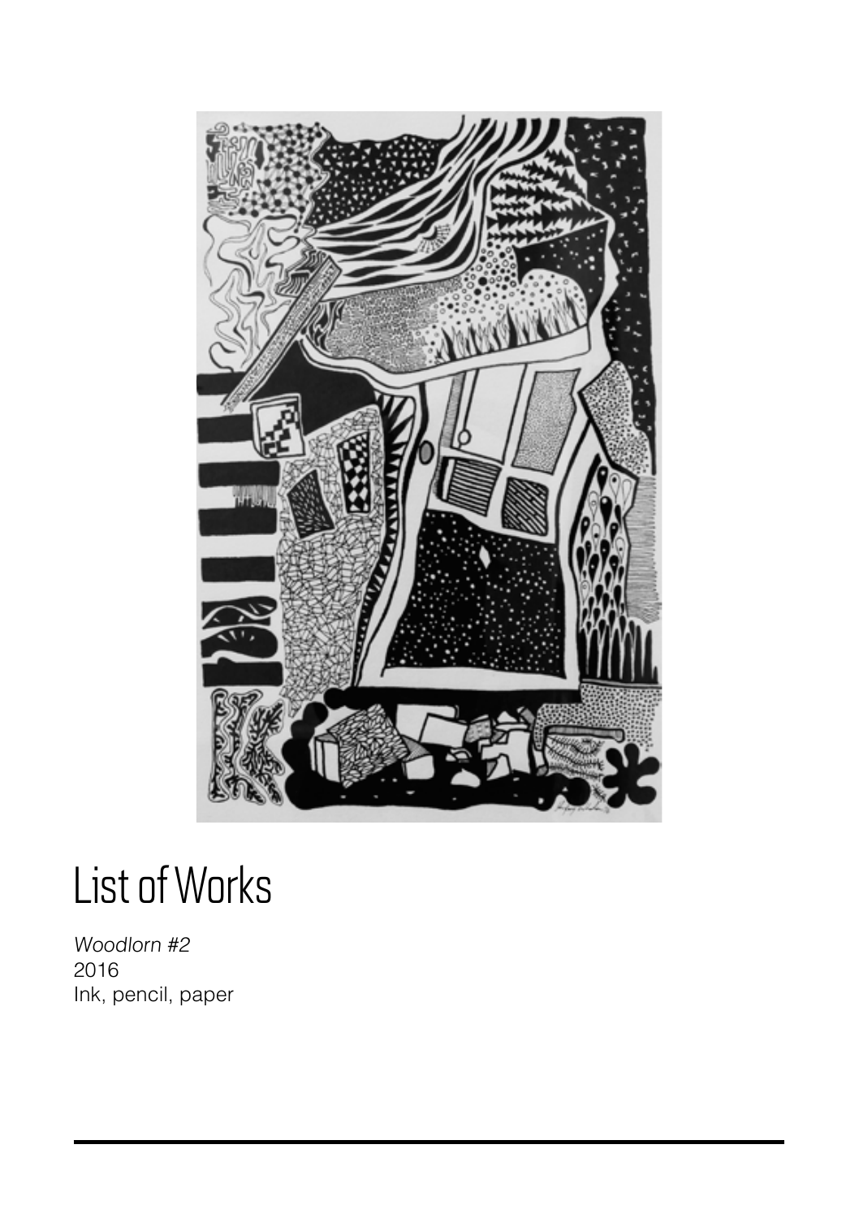# List of Works

*Woodlorn #2*
2016
Ink, pencil, paper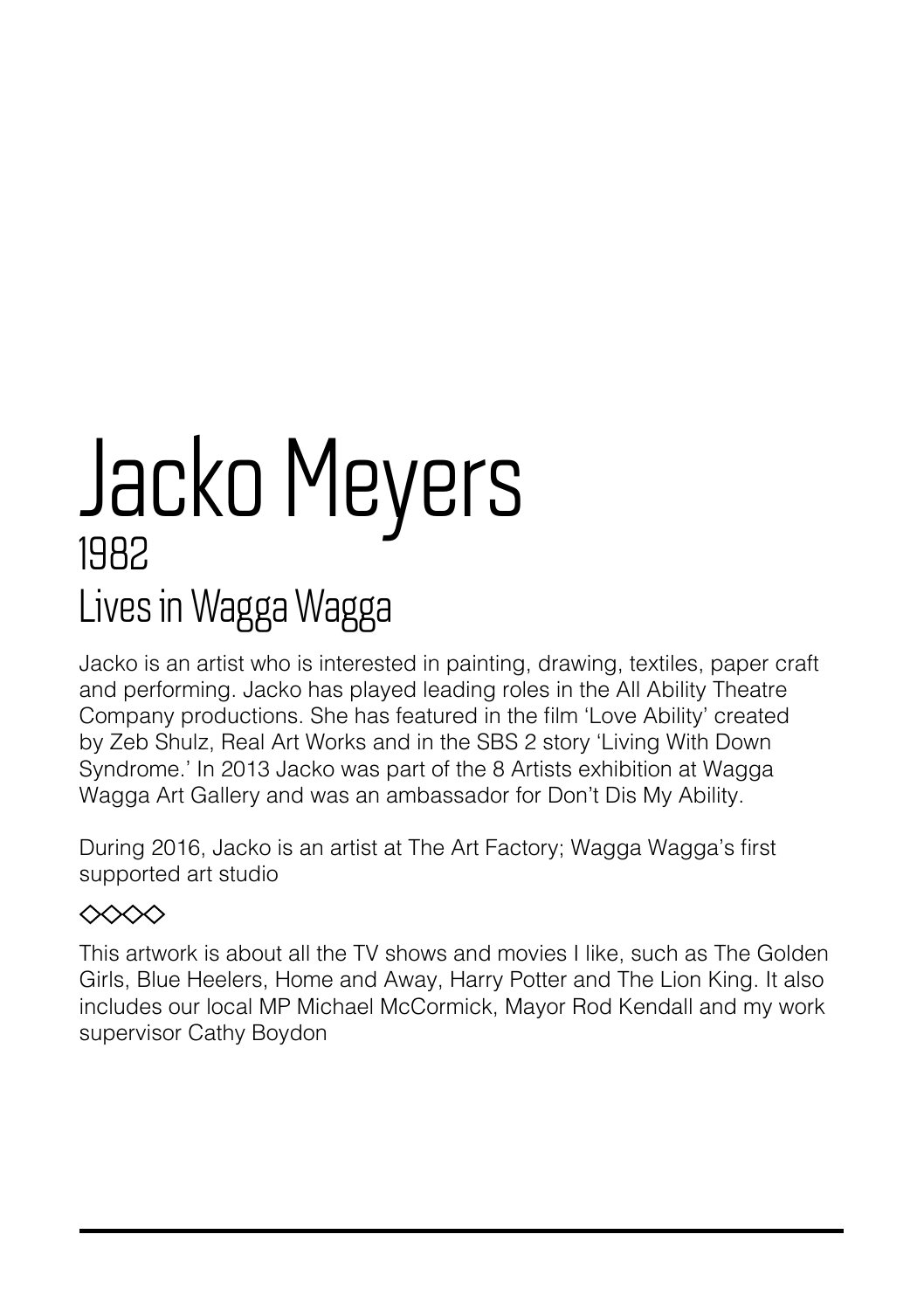# Jacko Meyers

## 1982

## Lives in Wagga Wagga

Jacko is an artist who is interested in painting, drawing, textiles, paper craft and performing. Jacko has played leading roles in the All Ability Theatre Company productions. She has featured in the film 'Love Ability' created by Zeb Shulz, Real Art Works and in the SBS 2 story 'Living With Down Syndrome.' In 2013 Jacko was part of the 8 Artists exhibition at Wagga Wagga Art Gallery and was an ambassador for Don't Dis My Ability.

During 2016, Jacko is an artist at The Art Factory; Wagga Wagga's first supported art studio

◇◇◇◇

This artwork is about all the TV shows and movies I like, such as The Golden Girls, Blue Heelers, Home and Away, Harry Potter and The Lion King. It also includes our local MP Michael McCormick, Mayor Rod Kendall and my work supervisor Cathy Boydon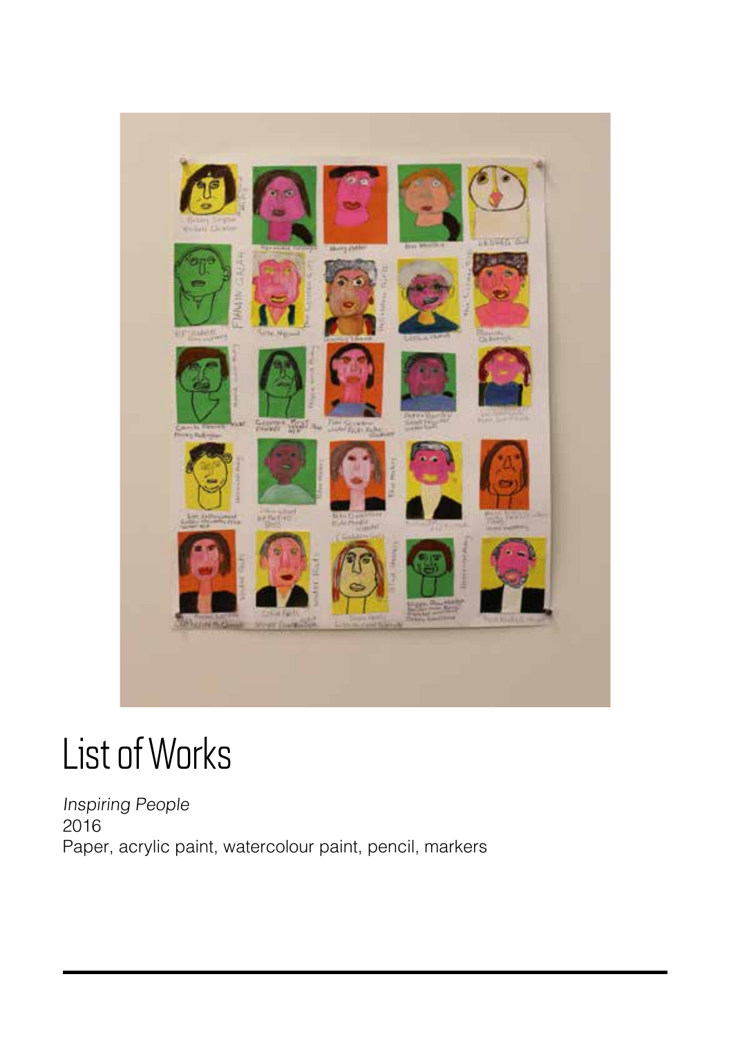# List of Works

*Inspiring People*
2016
Paper, acrylic paint, watercolour paint, pencil, markers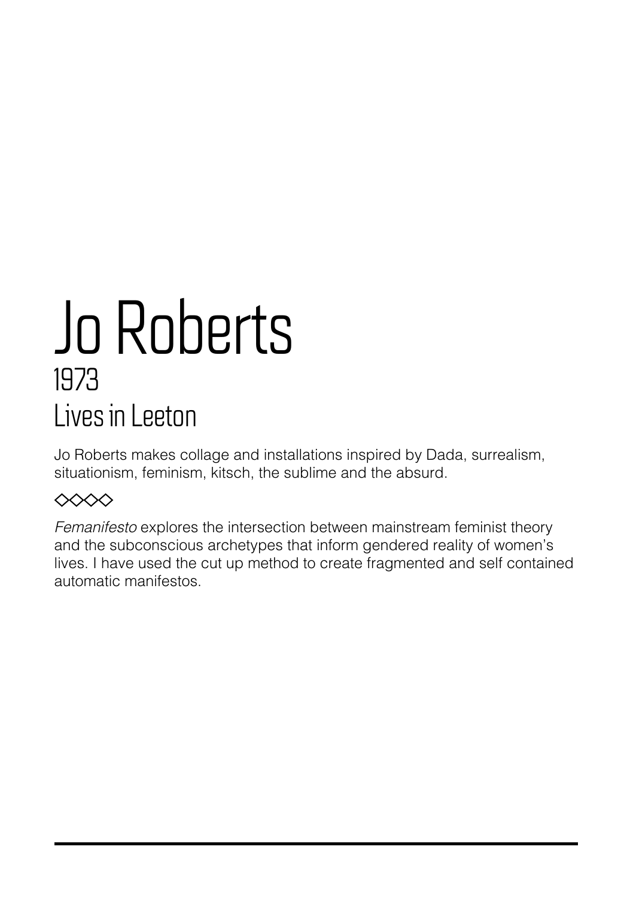# Jo Roberts

## 1973

## Lives in Leeton

Jo Roberts makes collage and installations inspired by Dada, surrealism, situationism, feminism, kitsch, the sublime and the absurd.

◇◇◇◇

*Femanifesto* explores the intersection between mainstream feminist theory and the subconscious archetypes that inform gendered reality of women's lives. I have used the cut up method to create fragmented and self contained automatic manifestos.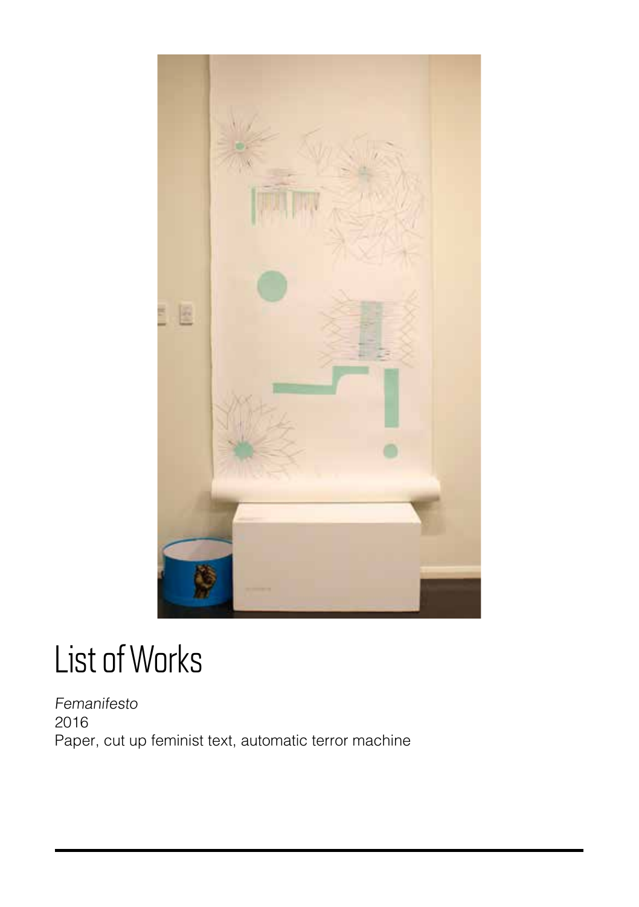# List of Works

*Femanifesto*
2016
Paper, cut up feminist text, automatic terror machine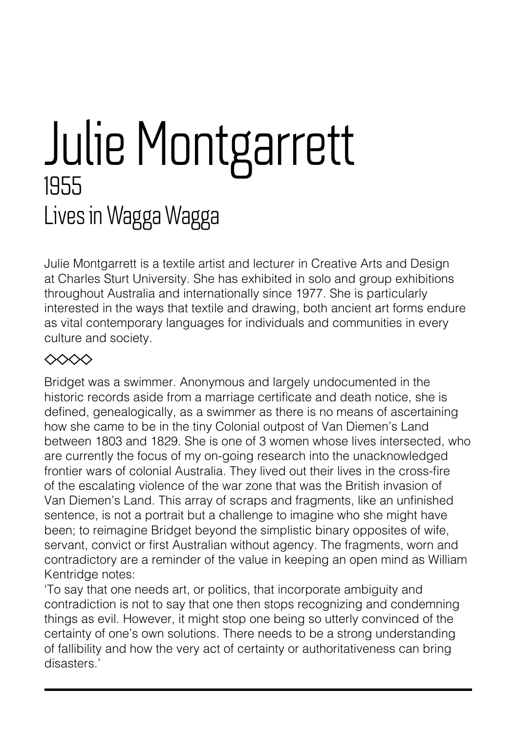# Julie Montgarrett

1955

Lives in Wagga Wagga

Julie Montgarrett is a textile artist and lecturer in Creative Arts and Design at Charles Sturt University. She has exhibited in solo and group exhibitions throughout Australia and internationally since 1977. She is particularly interested in the ways that textile and drawing, both ancient art forms endure as vital contemporary languages for individuals and communities in every culture and society.

◇◇◇◇

Bridget was a swimmer. Anonymous and largely undocumented in the historic records aside from a marriage certificate and death notice, she is defined, genealogically, as a swimmer as there is no means of ascertaining how she came to be in the tiny Colonial outpost of Van Diemen's Land between 1803 and 1829. She is one of 3 women whose lives intersected, who are currently the focus of my on-going research into the unacknowledged frontier wars of colonial Australia. They lived out their lives in the cross-fire of the escalating violence of the war zone that was the British invasion of Van Diemen's Land. This array of scraps and fragments, like an unfinished sentence, is not a portrait but a challenge to imagine who she might have been; to reimagine Bridget beyond the simplistic binary opposites of wife, servant, convict or first Australian without agency. The fragments, worn and contradictory are a reminder of the value in keeping an open mind as William Kentridge notes:

'To say that one needs art, or politics, that incorporate ambiguity and contradiction is not to say that one then stops recognizing and condemning things as evil. However, it might stop one being so utterly convinced of the certainty of one's own solutions. There needs to be a strong understanding of fallibility and how the very act of certainty or authoritativeness can bring disasters.'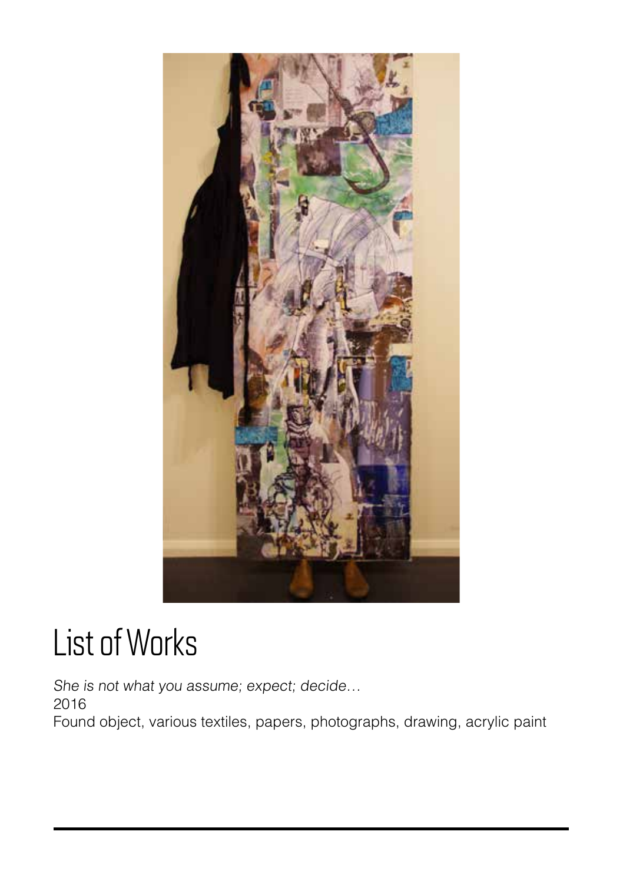# List of Works

*She is not what you assume; expect; decide…*
2016
Found object, various textiles, papers, photographs, drawing, acrylic paint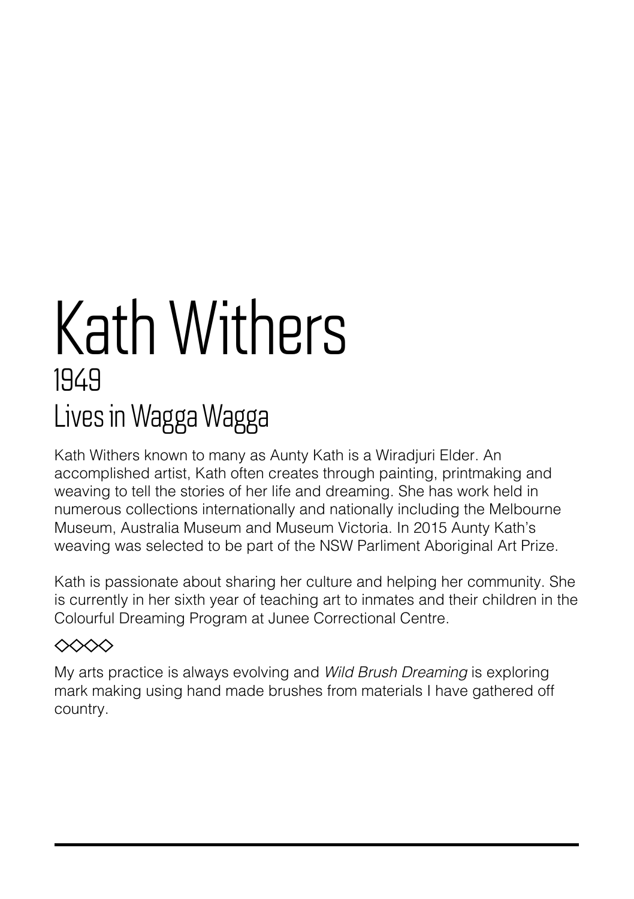# Kath Withers

## 1949

## Lives in Wagga Wagga

Kath Withers known to many as Aunty Kath is a Wiradjuri Elder. An accomplished artist, Kath often creates through painting, printmaking and weaving to tell the stories of her life and dreaming. She has work held in numerous collections internationally and nationally including the Melbourne Museum, Australia Museum and Museum Victoria. In 2015 Aunty Kath's weaving was selected to be part of the NSW Parliment Aboriginal Art Prize.

Kath is passionate about sharing her culture and helping her community. She is currently in her sixth year of teaching art to inmates and their children in the Colourful Dreaming Program at Junee Correctional Centre.

◇◇◇◇

My arts practice is always evolving and *Wild Brush Dreaming* is exploring mark making using hand made brushes from materials I have gathered off country.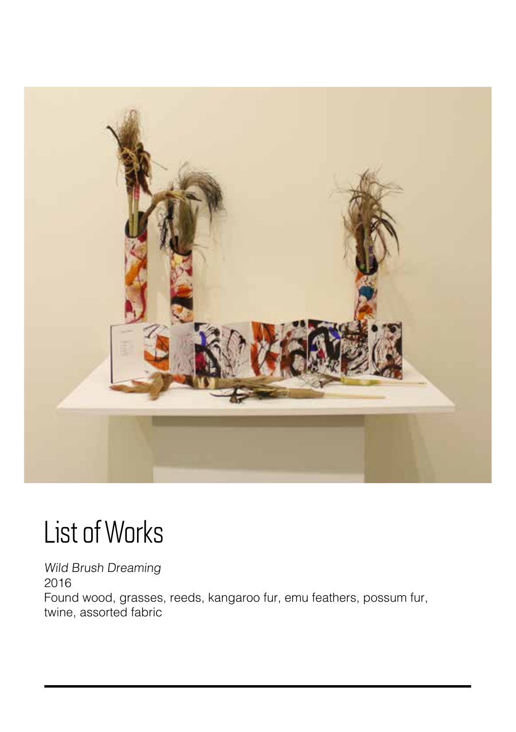# List of Works

*Wild Brush Dreaming*
2016
Found wood, grasses, reeds, kangaroo fur, emu feathers, possum fur, twine, assorted fabric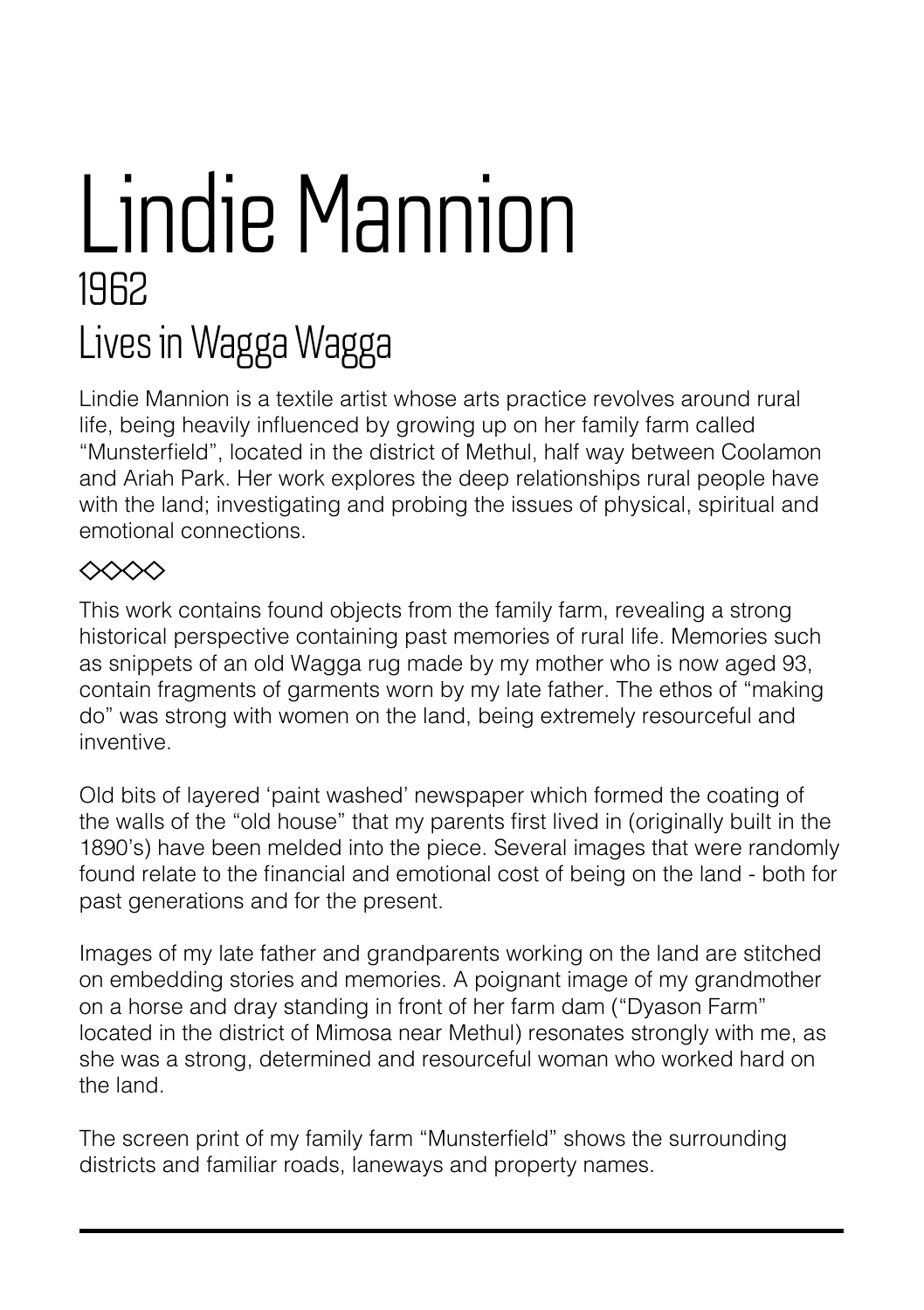# Lindie Mannion

## 1962

## Lives in Wagga Wagga

Lindie Mannion is a textile artist whose arts practice revolves around rural life, being heavily influenced by growing up on her family farm called "Munsterfield", located in the district of Methul, half way between Coolamon and Ariah Park. Her work explores the deep relationships rural people have with the land; investigating and probing the issues of physical, spiritual and emotional connections.

◇◇◇◇

This work contains found objects from the family farm, revealing a strong historical perspective containing past memories of rural life. Memories such as snippets of an old Wagga rug made by my mother who is now aged 93, contain fragments of garments worn by my late father. The ethos of "making do" was strong with women on the land, being extremely resourceful and inventive.

Old bits of layered 'paint washed' newspaper which formed the coating of the walls of the "old house" that my parents first lived in (originally built in the 1890's) have been melded into the piece. Several images that were randomly found relate to the financial and emotional cost of being on the land - both for past generations and for the present.

Images of my late father and grandparents working on the land are stitched on embedding stories and memories. A poignant image of my grandmother on a horse and dray standing in front of her farm dam ("Dyason Farm" located in the district of Mimosa near Methul) resonates strongly with me, as she was a strong, determined and resourceful woman who worked hard on the land.

The screen print of my family farm "Munsterfield" shows the surrounding districts and familiar roads, laneways and property names.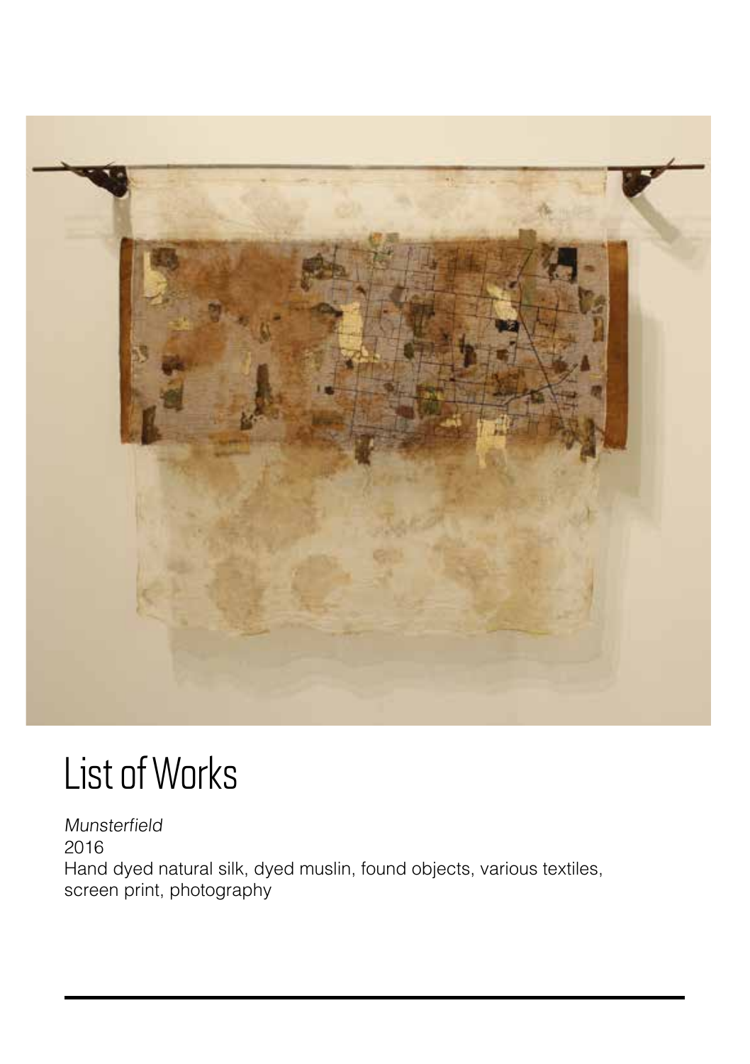# List of Works

*Munsterfield*
2016
Hand dyed natural silk, dyed muslin, found objects, various textiles, screen print, photography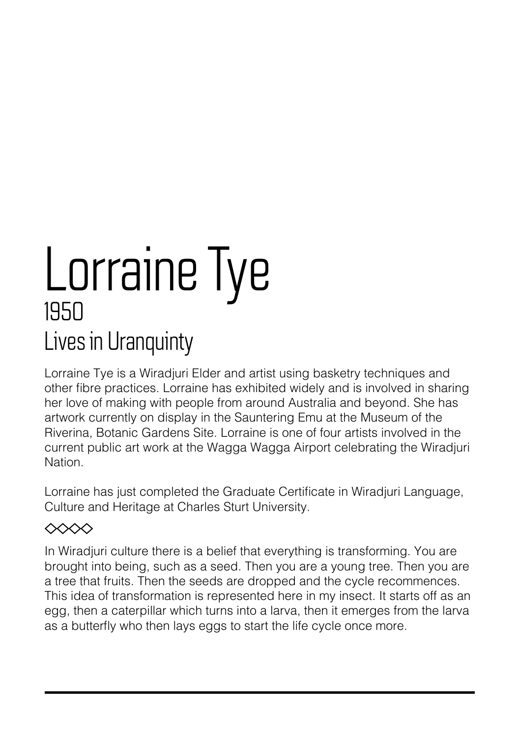# Lorraine Tye

1950

Lives in Uranquinty

Lorraine Tye is a Wiradjuri Elder and artist using basketry techniques and other fibre practices. Lorraine has exhibited widely and is involved in sharing her love of making with people from around Australia and beyond. She has artwork currently on display in the Sauntering Emu at the Museum of the Riverina, Botanic Gardens Site. Lorraine is one of four artists involved in the current public art work at the Wagga Wagga Airport celebrating the Wiradjuri Nation.

Lorraine has just completed the Graduate Certificate in Wiradjuri Language, Culture and Heritage at Charles Sturt University.

◇◇◇◇

In Wiradjuri culture there is a belief that everything is transforming. You are brought into being, such as a seed. Then you are a young tree. Then you are a tree that fruits. Then the seeds are dropped and the cycle recommences. This idea of transformation is represented here in my insect. It starts off as an egg, then a caterpillar which turns into a larva, then it emerges from the larva as a butterfly who then lays eggs to start the life cycle once more.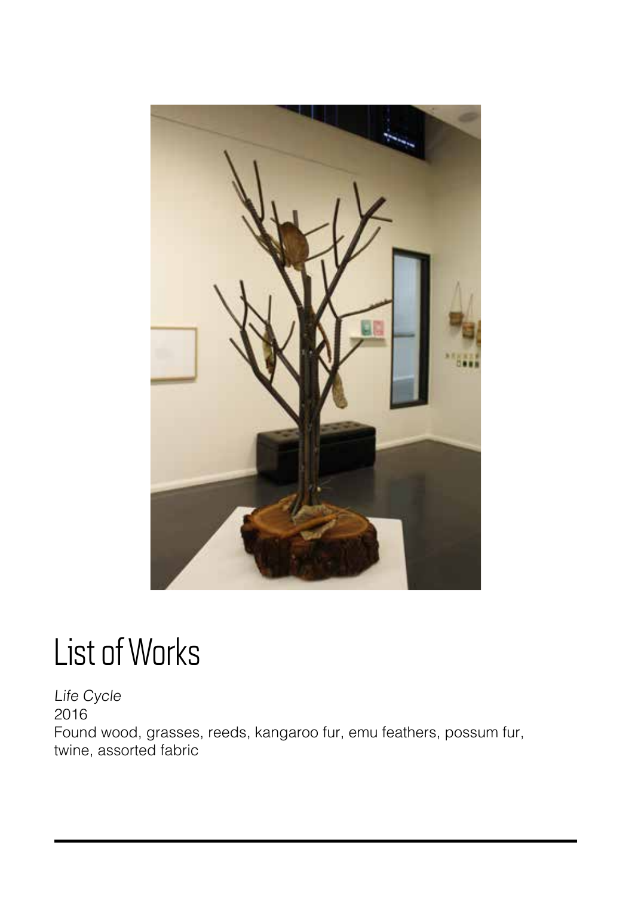# List of Works

*Life Cycle*
2016
Found wood, grasses, reeds, kangaroo fur, emu feathers, possum fur, twine, assorted fabric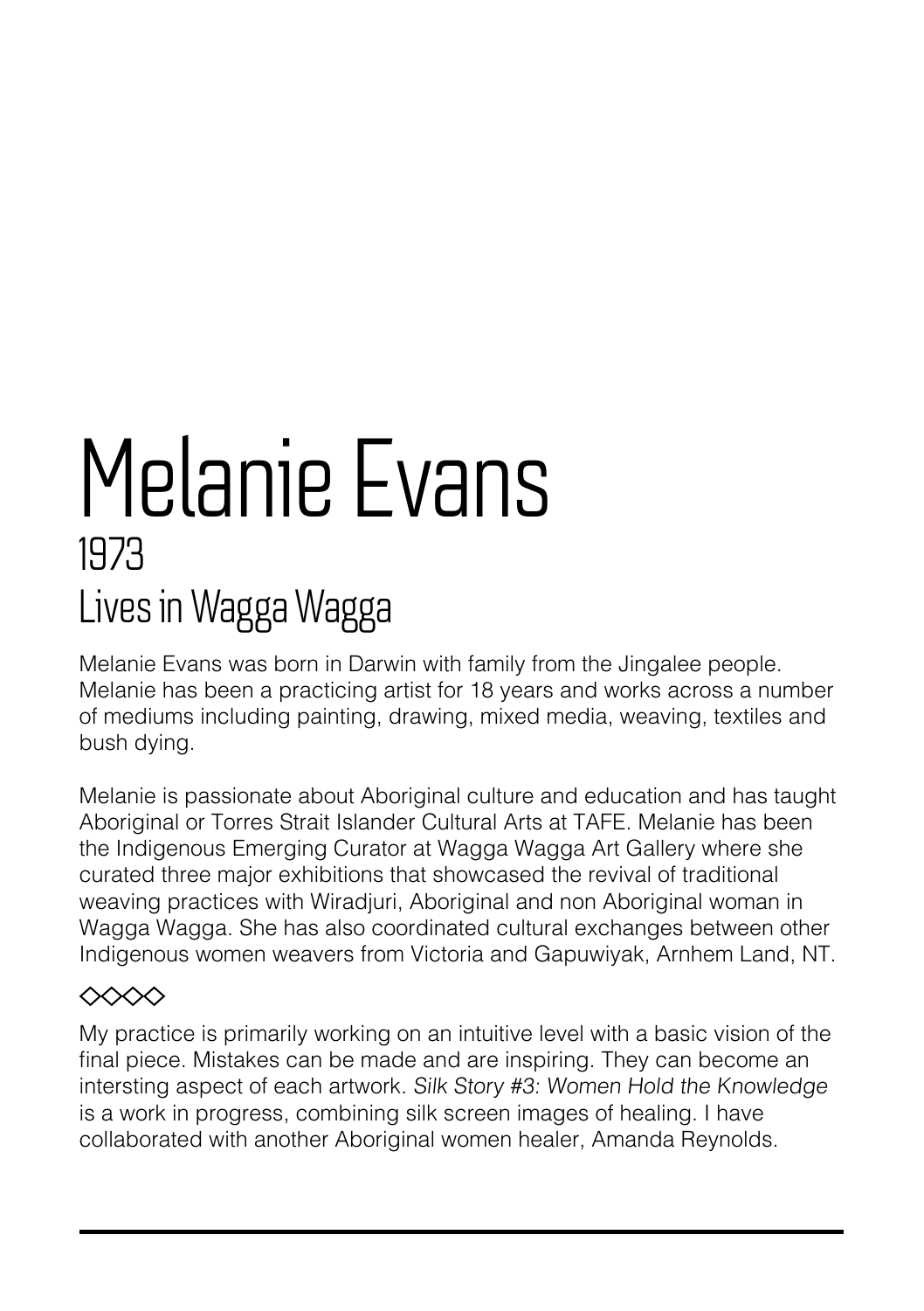# Melanie Evans

## 1973

## Lives in Wagga Wagga

Melanie Evans was born in Darwin with family from the Jingalee people. Melanie has been a practicing artist for 18 years and works across a number of mediums including painting, drawing, mixed media, weaving, textiles and bush dying.

Melanie is passionate about Aboriginal culture and education and has taught Aboriginal or Torres Strait Islander Cultural Arts at TAFE. Melanie has been the Indigenous Emerging Curator at Wagga Wagga Art Gallery where she curated three major exhibitions that showcased the revival of traditional weaving practices with Wiradjuri, Aboriginal and non Aboriginal woman in Wagga Wagga. She has also coordinated cultural exchanges between other Indigenous women weavers from Victoria and Gapuwiyak, Arnhem Land, NT.

◇◇◇◇

My practice is primarily working on an intuitive level with a basic vision of the final piece. Mistakes can be made and are inspiring. They can become an intersting aspect of each artwork. *Silk Story #3: Women Hold the Knowledge* is a work in progress, combining silk screen images of healing. I have collaborated with another Aboriginal women healer, Amanda Reynolds.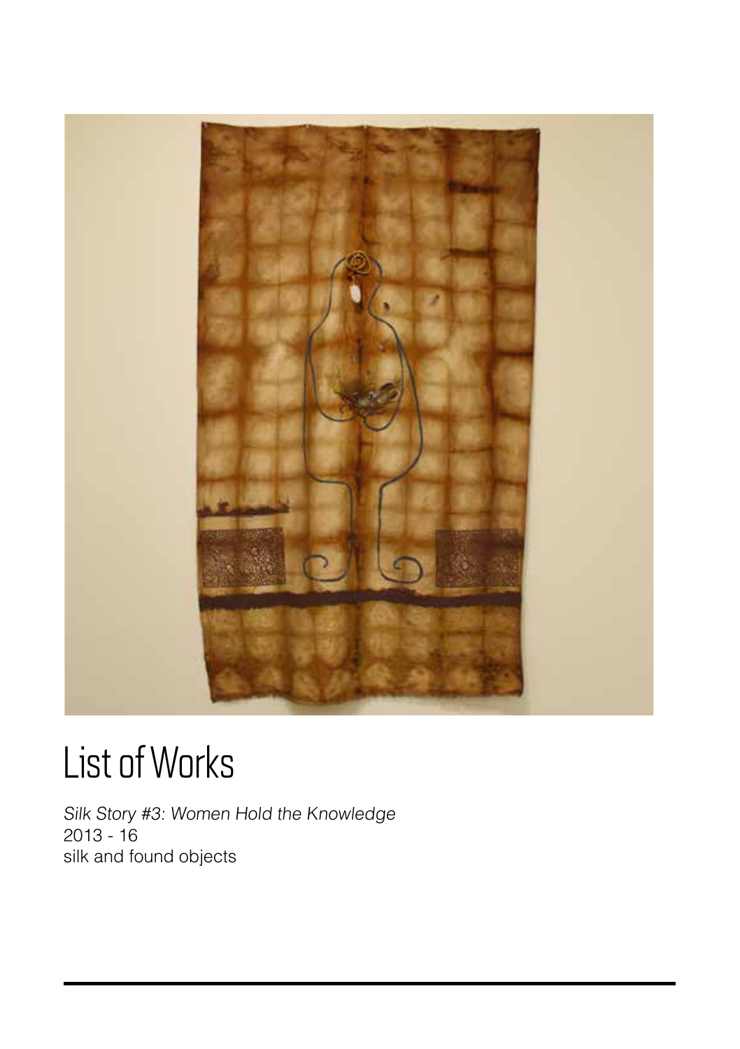# List of Works

*Silk Story #3: Women Hold the Knowledge*
2013 - 16
silk and found objects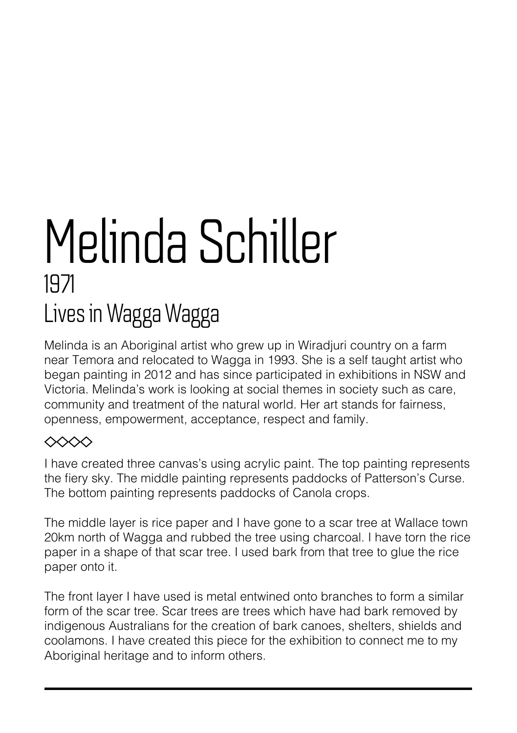# Melinda Schiller

## 1971

## Lives in Wagga Wagga

Melinda is an Aboriginal artist who grew up in Wiradjuri country on a farm near Temora and relocated to Wagga in 1993. She is a self taught artist who began painting in 2012 and has since participated in exhibitions in NSW and Victoria. Melinda's work is looking at social themes in society such as care, community and treatment of the natural world. Her art stands for fairness, openness, empowerment, acceptance, respect and family.

◇◇◇◇

I have created three canvas's using acrylic paint. The top painting represents the fiery sky. The middle painting represents paddocks of Patterson's Curse. The bottom painting represents paddocks of Canola crops.

The middle layer is rice paper and I have gone to a scar tree at Wallace town 20km north of Wagga and rubbed the tree using charcoal. I have torn the rice paper in a shape of that scar tree. I used bark from that tree to glue the rice paper onto it.

The front layer I have used is metal entwined onto branches to form a similar form of the scar tree. Scar trees are trees which have had bark removed by indigenous Australians for the creation of bark canoes, shelters, shields and coolamons. I have created this piece for the exhibition to connect me to my Aboriginal heritage and to inform others.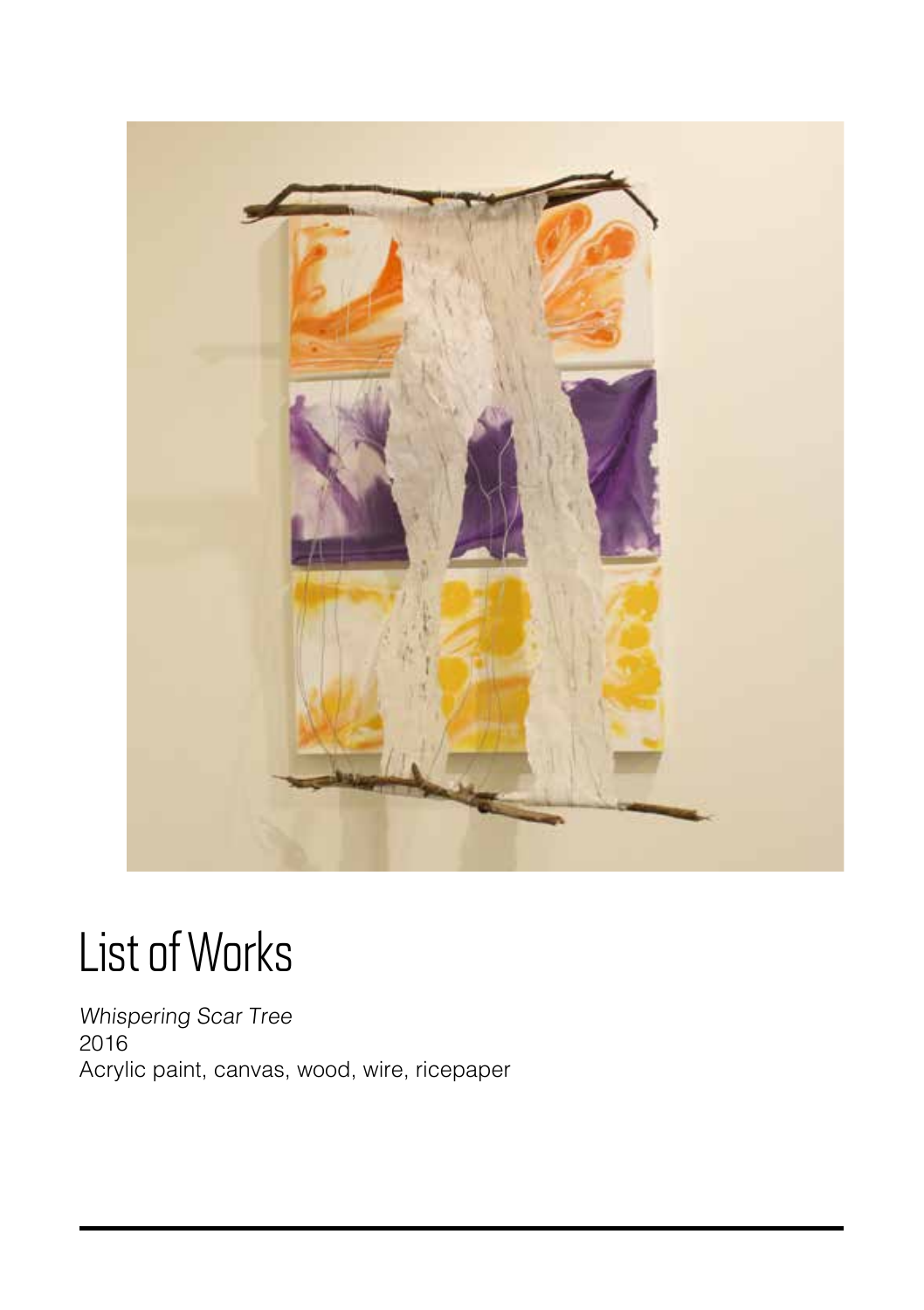# List of Works

*Whispering Scar Tree*
2016
Acrylic paint, canvas, wood, wire, ricepaper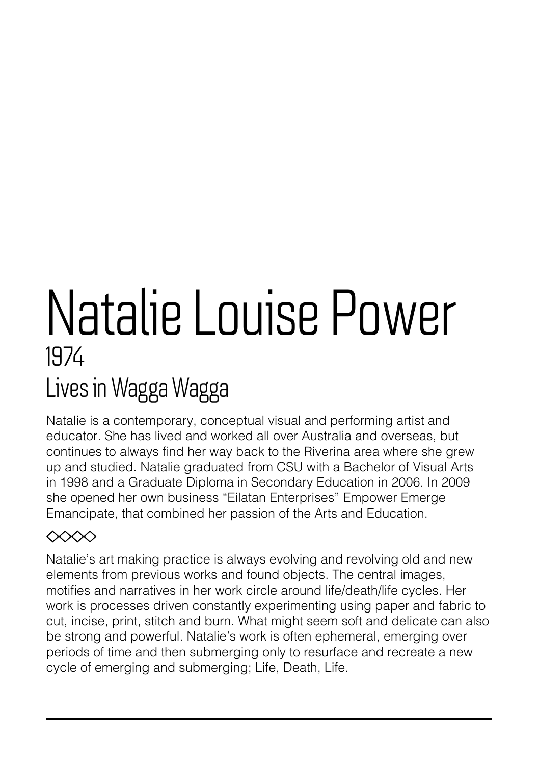# Natalie Louise Power

## 1974

## Lives in Wagga Wagga

Natalie is a contemporary, conceptual visual and performing artist and educator. She has lived and worked all over Australia and overseas, but continues to always find her way back to the Riverina area where she grew up and studied. Natalie graduated from CSU with a Bachelor of Visual Arts in 1998 and a Graduate Diploma in Secondary Education in 2006. In 2009 she opened her own business “Eilatan Enterprises” Empower Emerge Emancipate, that combined her passion of the Arts and Education.

◇◇◇◇

Natalie’s art making practice is always evolving and revolving old and new elements from previous works and found objects. The central images, motifies and narratives in her work circle around life/death/life cycles. Her work is processes driven constantly experimenting using paper and fabric to cut, incise, print, stitch and burn. What might seem soft and delicate can also be strong and powerful. Natalie’s work is often ephemeral, emerging over periods of time and then submerging only to resurface and recreate a new cycle of emerging and submerging; Life, Death, Life.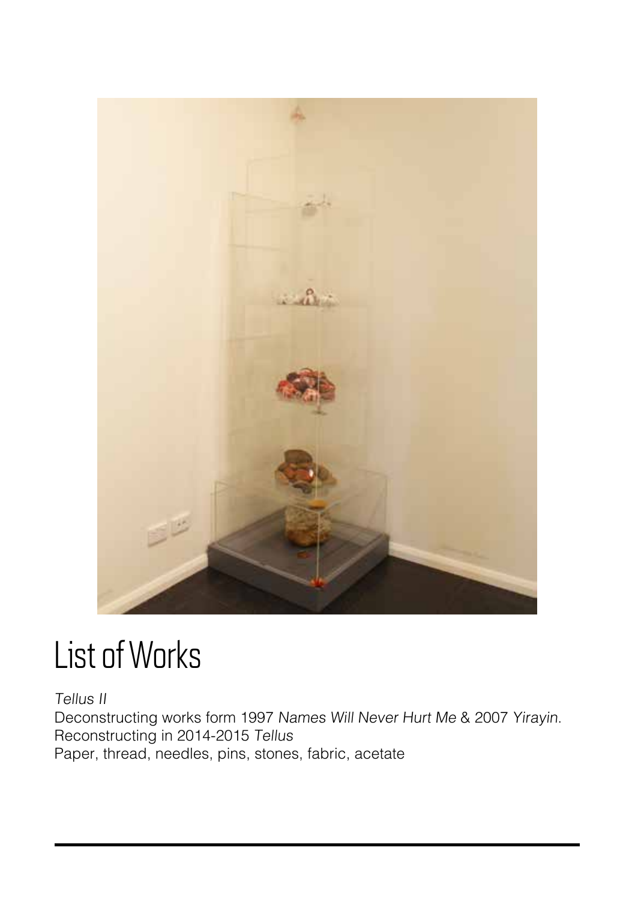# List of Works

*Tellus II*
Deconstructing works form 1997 *Names Will Never Hurt Me* & 2007 *Yirayin.*
Reconstructing in 2014-2015 *Tellus*
Paper, thread, needles, pins, stones, fabric, acetate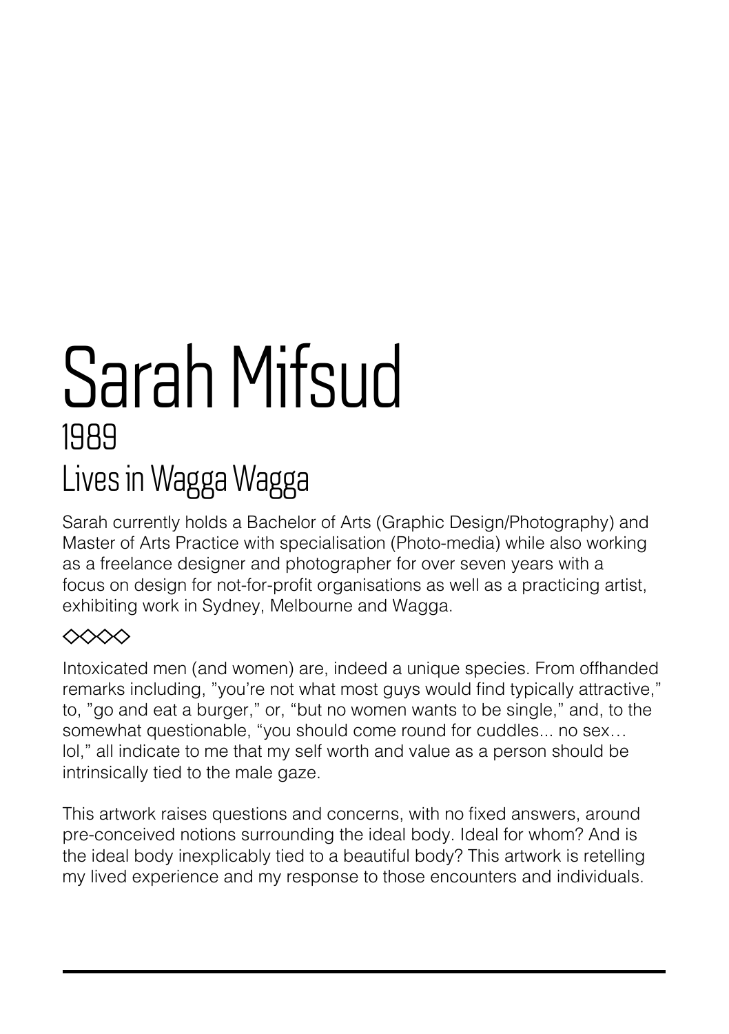# Sarah Mifsud

## 1989

## Lives in Wagga Wagga

Sarah currently holds a Bachelor of Arts (Graphic Design/Photography) and Master of Arts Practice with specialisation (Photo-media) while also working as a freelance designer and photographer for over seven years with a focus on design for not-for-profit organisations as well as a practicing artist, exhibiting work in Sydney, Melbourne and Wagga.

◇◇◇◇

Intoxicated men (and women) are, indeed a unique species. From offhanded remarks including, "you're not what most guys would find typically attractive," to, "go and eat a burger," or, "but no women wants to be single," and, to the somewhat questionable, "you should come round for cuddles... no sex… lol," all indicate to me that my self worth and value as a person should be intrinsically tied to the male gaze.

This artwork raises questions and concerns, with no fixed answers, around pre-conceived notions surrounding the ideal body. Ideal for whom? And is the ideal body inexplicably tied to a beautiful body? This artwork is retelling my lived experience and my response to those encounters and individuals.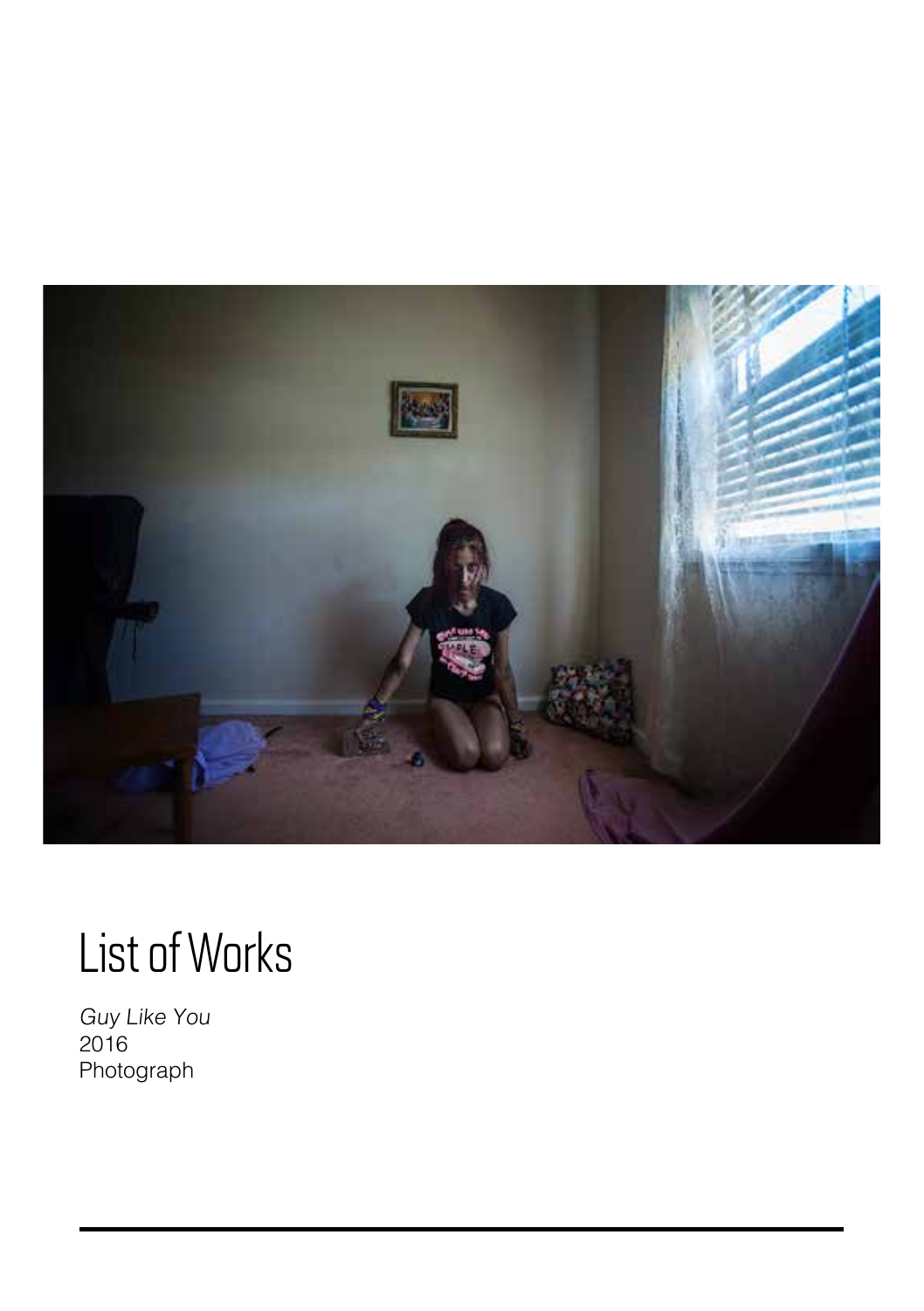# List of Works

*Guy Like You*
2016
Photograph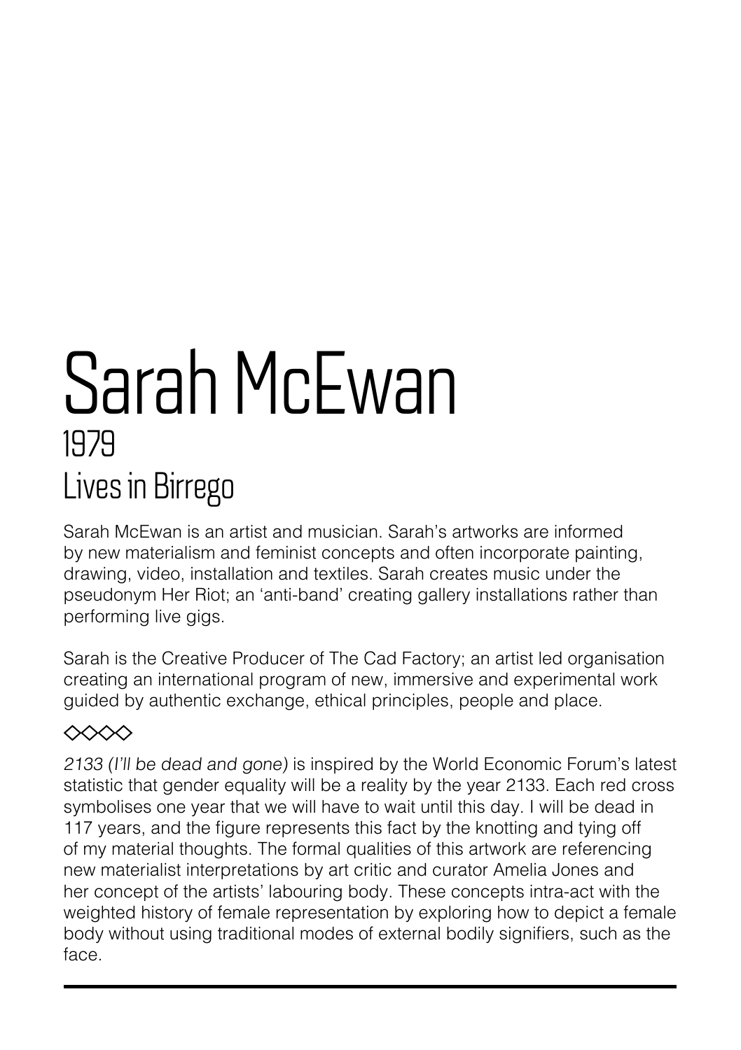# Sarah McEwan

## 1979

## Lives in Birrego

Sarah McEwan is an artist and musician. Sarah's artworks are informed by new materialism and feminist concepts and often incorporate painting, drawing, video, installation and textiles. Sarah creates music under the pseudonym Her Riot; an 'anti-band' creating gallery installations rather than performing live gigs.

Sarah is the Creative Producer of The Cad Factory; an artist led organisation creating an international program of new, immersive and experimental work guided by authentic exchange, ethical principles, people and place.

◇◇◇◇

*2133 (I'll be dead and gone)* is inspired by the World Economic Forum's latest statistic that gender equality will be a reality by the year 2133. Each red cross symbolises one year that we will have to wait until this day. I will be dead in 117 years, and the figure represents this fact by the knotting and tying off of my material thoughts. The formal qualities of this artwork are referencing new materialist interpretations by art critic and curator Amelia Jones and her concept of the artists' labouring body. These concepts intra-act with the weighted history of female representation by exploring how to depict a female body without using traditional modes of external bodily signifiers, such as the face.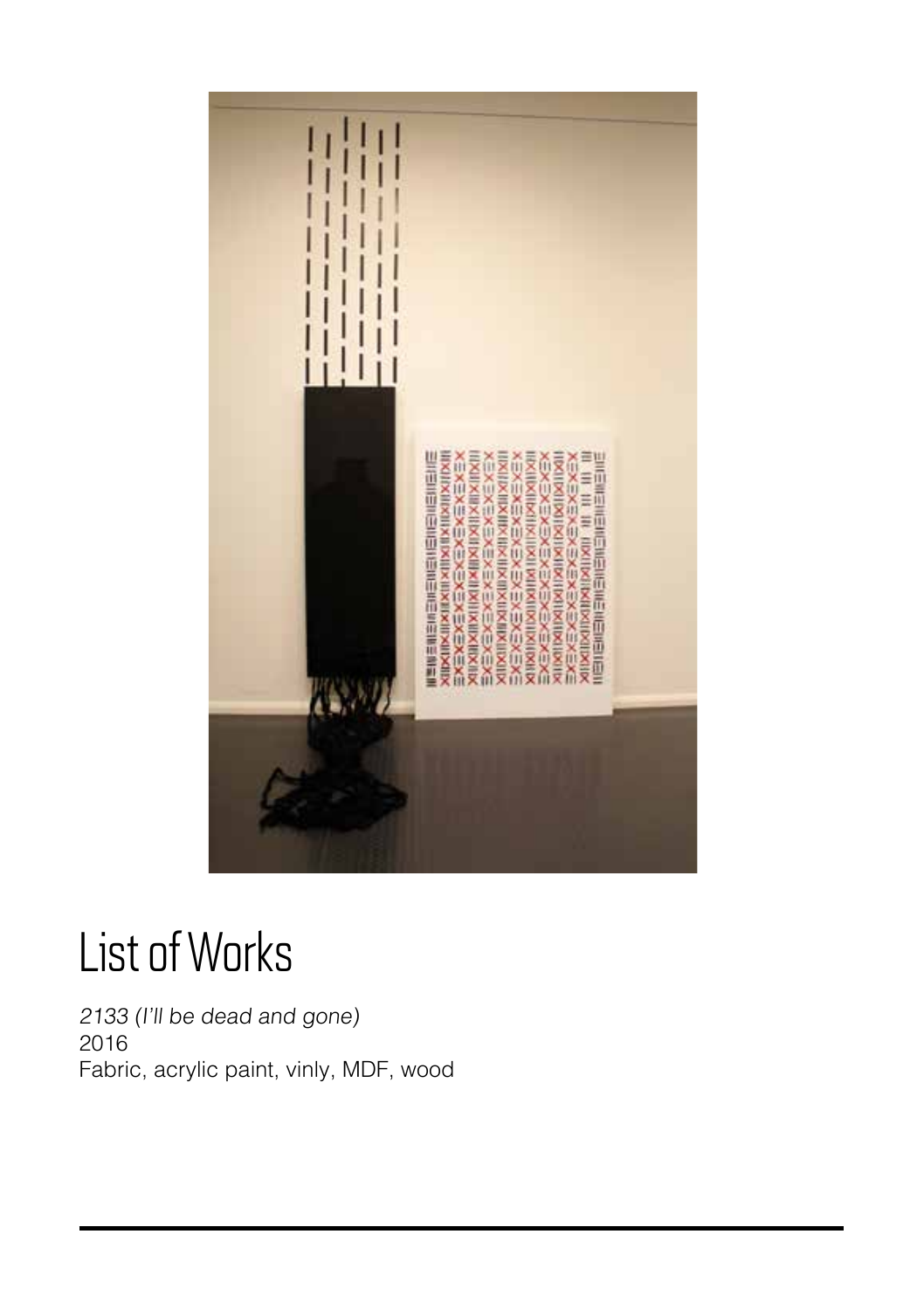# List of Works

*2133 (I'll be dead and gone)*
2016
Fabric, acrylic paint, vinly, MDF, wood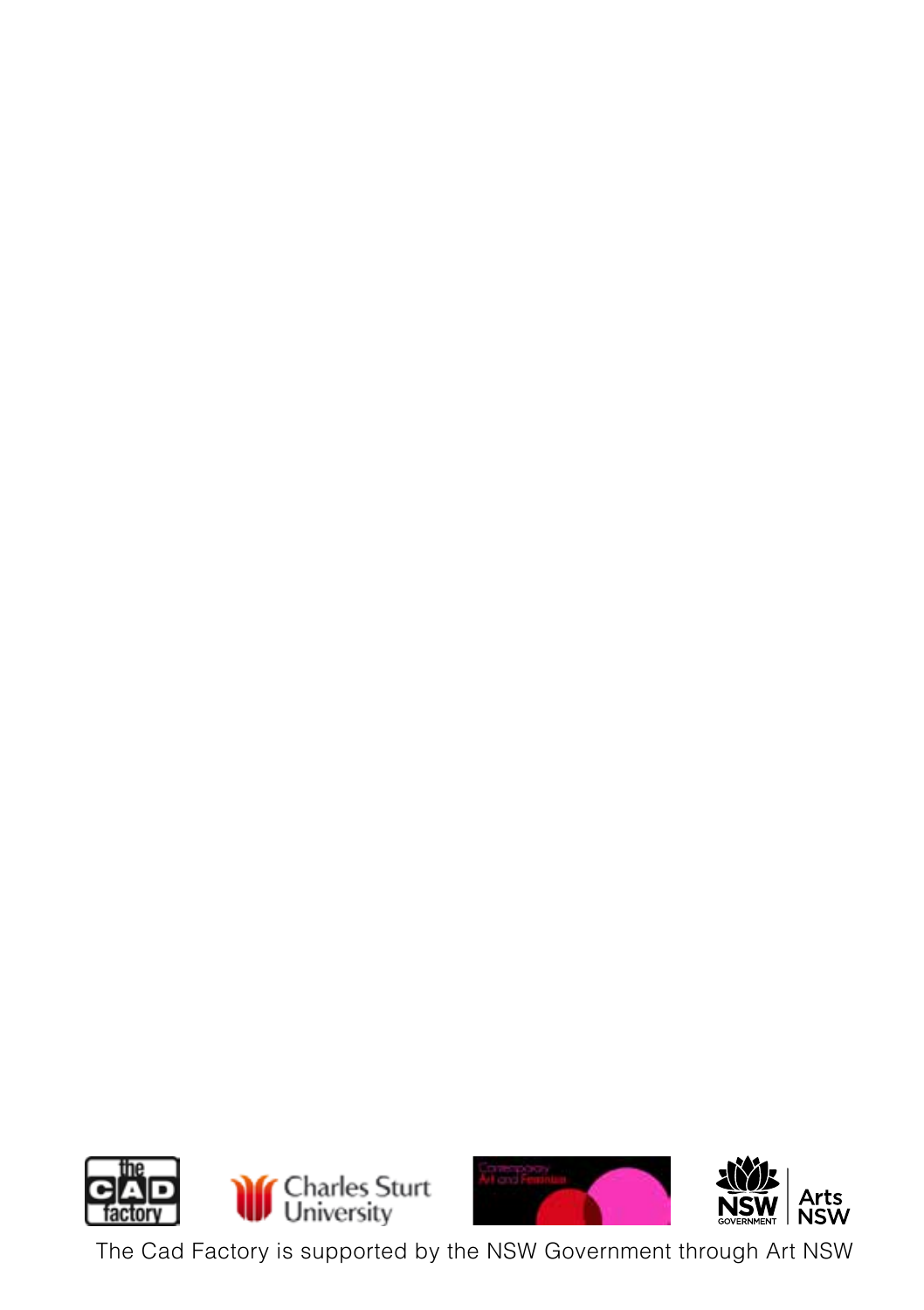The Cad Factory is supported by the NSW Government through Art NSW